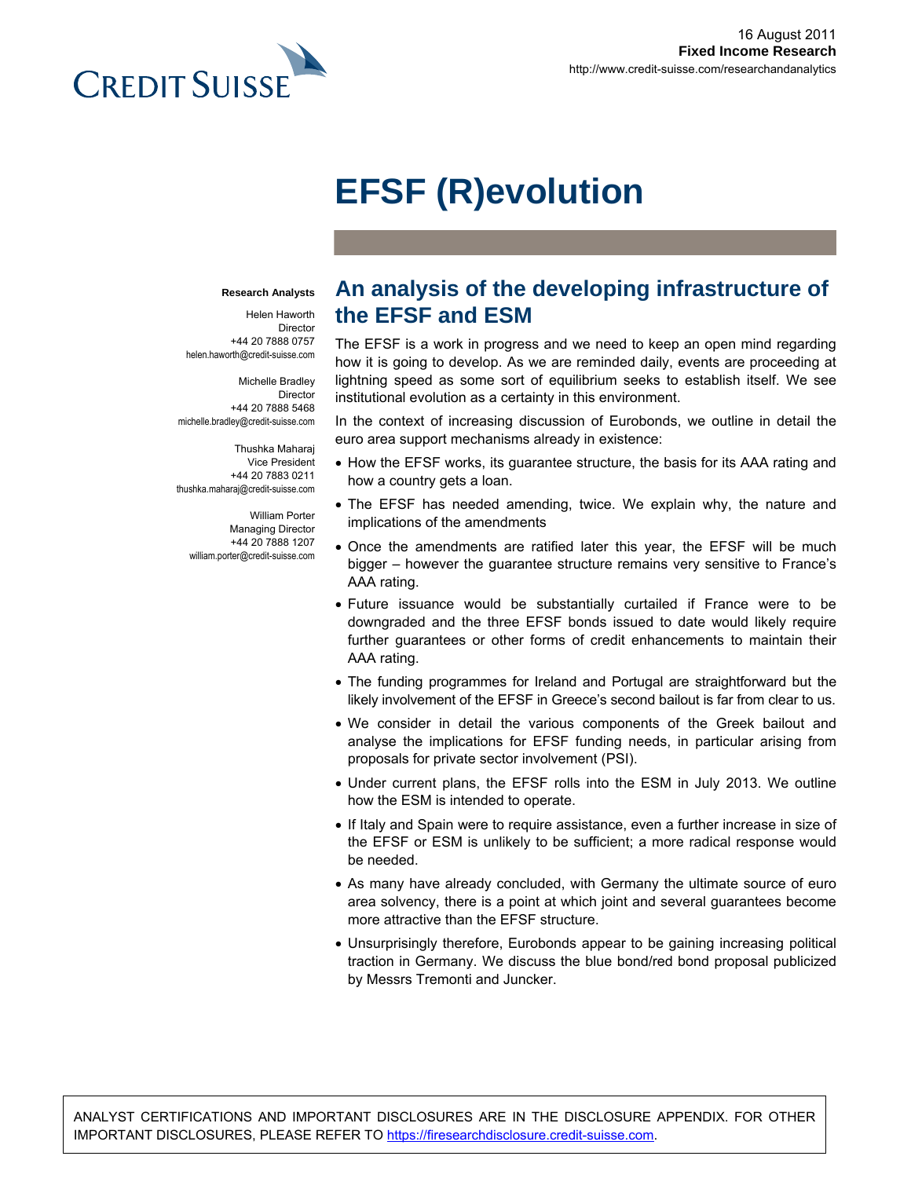16 August 2011
**Fixed Income Research**
http://www.credit-suisse.com/researchandanalytics

# EFSF (R)evolution

**Research Analysts**

Helen Haworth
Director
+44 20 7888 0757
helen.haworth@credit-suisse.com

Michelle Bradley
Director
+44 20 7888 5468
michelle.bradley@credit-suisse.com

Thushka Maharaj
Vice President
+44 20 7883 0211
thushka.maharaj@credit-suisse.com

William Porter
Managing Director
+44 20 7888 1207
william.porter@credit-suisse.com

## An analysis of the developing infrastructure of the EFSF and ESM

The EFSF is a work in progress and we need to keep an open mind regarding how it is going to develop. As we are reminded daily, events are proceeding at lightning speed as some sort of equilibrium seeks to establish itself. We see institutional evolution as a certainty in this environment.

In the context of increasing discussion of Eurobonds, we outline in detail the euro area support mechanisms already in existence:

- How the EFSF works, its guarantee structure, the basis for its AAA rating and how a country gets a loan.
- The EFSF has needed amending, twice. We explain why, the nature and implications of the amendments
- Once the amendments are ratified later this year, the EFSF will be much bigger – however the guarantee structure remains very sensitive to France's AAA rating.
- Future issuance would be substantially curtailed if France were to be downgraded and the three EFSF bonds issued to date would likely require further guarantees or other forms of credit enhancements to maintain their AAA rating.
- The funding programmes for Ireland and Portugal are straightforward but the likely involvement of the EFSF in Greece's second bailout is far from clear to us.
- We consider in detail the various components of the Greek bailout and analyse the implications for EFSF funding needs, in particular arising from proposals for private sector involvement (PSI).
- Under current plans, the EFSF rolls into the ESM in July 2013. We outline how the ESM is intended to operate.
- If Italy and Spain were to require assistance, even a further increase in size of the EFSF or ESM is unlikely to be sufficient; a more radical response would be needed.
- As many have already concluded, with Germany the ultimate source of euro area solvency, there is a point at which joint and several guarantees become more attractive than the EFSF structure.
- Unsurprisingly therefore, Eurobonds appear to be gaining increasing political traction in Germany. We discuss the blue bond/red bond proposal publicized by Messrs Tremonti and Juncker.

ANALYST CERTIFICATIONS AND IMPORTANT DISCLOSURES ARE IN THE DISCLOSURE APPENDIX. FOR OTHER IMPORTANT DISCLOSURES, PLEASE REFER TO https://firesearchdisclosure.credit-suisse.com.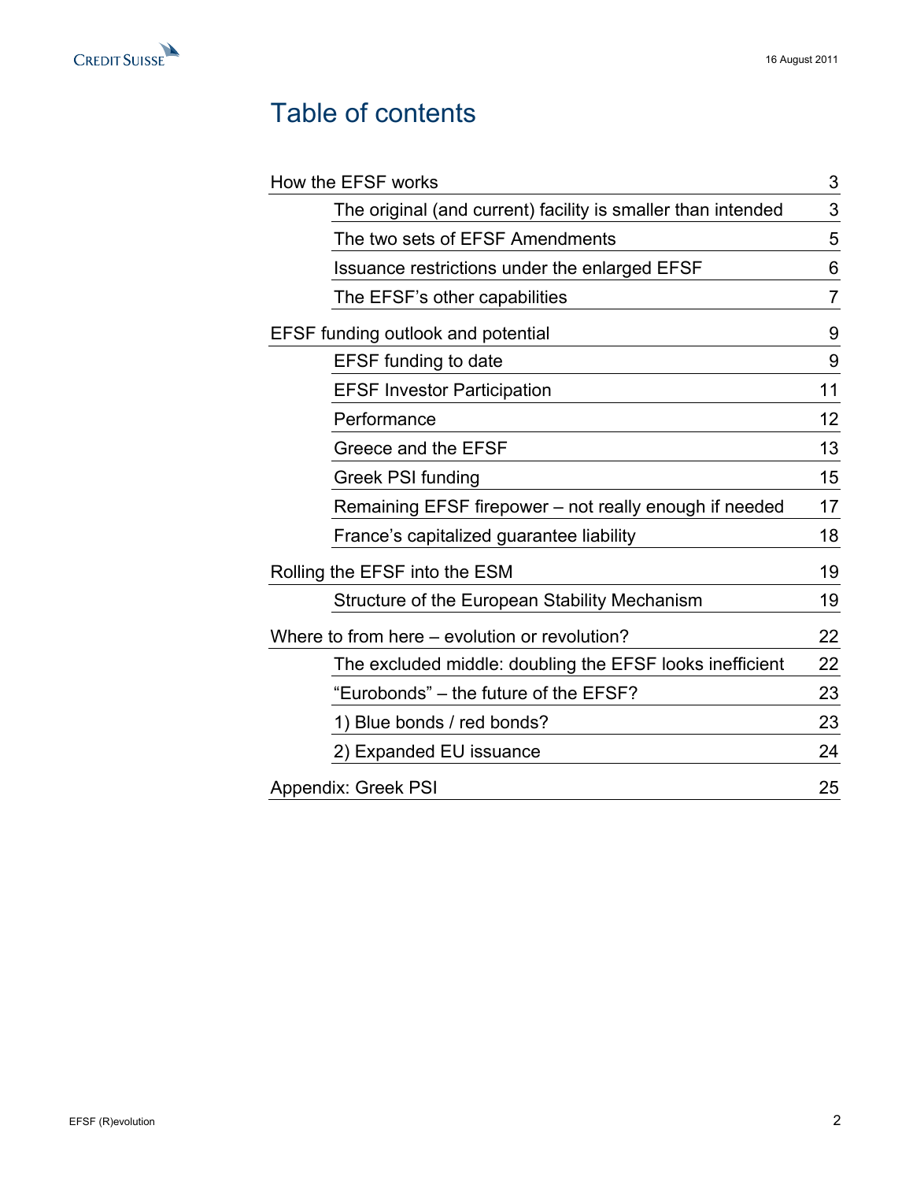# Table of contents

| | |
|---|---|
| How the EFSF works | 3 |
| The original (and current) facility is smaller than intended | 3 |
| The two sets of EFSF Amendments | 5 |
| Issuance restrictions under the enlarged EFSF | 6 |
| The EFSF's other capabilities | 7 |
| EFSF funding outlook and potential | 9 |
| EFSF funding to date | 9 |
| EFSF Investor Participation | 11 |
| Performance | 12 |
| Greece and the EFSF | 13 |
| Greek PSI funding | 15 |
| Remaining EFSF firepower – not really enough if needed | 17 |
| France's capitalized guarantee liability | 18 |
| Rolling the EFSF into the ESM | 19 |
| Structure of the European Stability Mechanism | 19 |
| Where to from here – evolution or revolution? | 22 |
| The excluded middle: doubling the EFSF looks inefficient | 22 |
| "Eurobonds" – the future of the EFSF? | 23 |
| 1) Blue bonds / red bonds? | 23 |
| 2) Expanded EU issuance | 24 |
| Appendix: Greek PSI | 25 |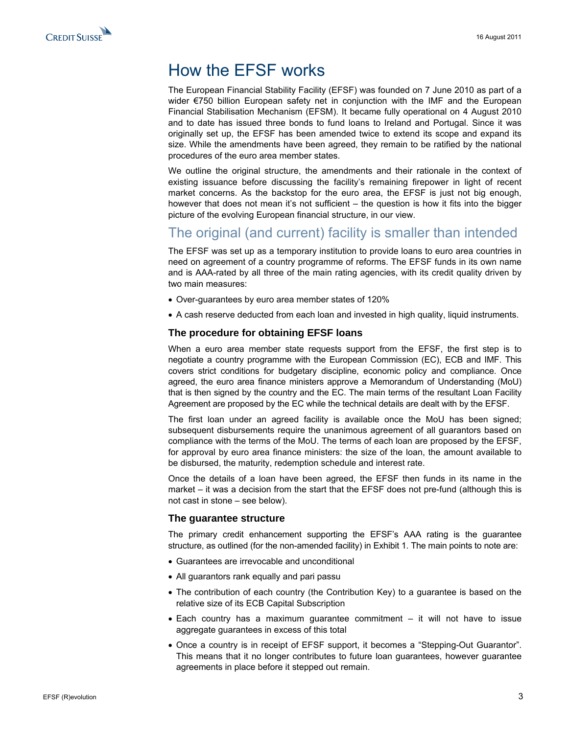# How the EFSF works

The European Financial Stability Facility (EFSF) was founded on 7 June 2010 as part of a wider €750 billion European safety net in conjunction with the IMF and the European Financial Stabilisation Mechanism (EFSM). It became fully operational on 4 August 2010 and to date has issued three bonds to fund loans to Ireland and Portugal. Since it was originally set up, the EFSF has been amended twice to extend its scope and expand its size. While the amendments have been agreed, they remain to be ratified by the national procedures of the euro area member states.

We outline the original structure, the amendments and their rationale in the context of existing issuance before discussing the facility's remaining firepower in light of recent market concerns. As the backstop for the euro area, the EFSF is just not big enough, however that does not mean it's not sufficient – the question is how it fits into the bigger picture of the evolving European financial structure, in our view.

## The original (and current) facility is smaller than intended

The EFSF was set up as a temporary institution to provide loans to euro area countries in need on agreement of a country programme of reforms. The EFSF funds in its own name and is AAA-rated by all three of the main rating agencies, with its credit quality driven by two main measures:

- Over-guarantees by euro area member states of 120%
- A cash reserve deducted from each loan and invested in high quality, liquid instruments.

### The procedure for obtaining EFSF loans

When a euro area member state requests support from the EFSF, the first step is to negotiate a country programme with the European Commission (EC), ECB and IMF. This covers strict conditions for budgetary discipline, economic policy and compliance. Once agreed, the euro area finance ministers approve a Memorandum of Understanding (MoU) that is then signed by the country and the EC. The main terms of the resultant Loan Facility Agreement are proposed by the EC while the technical details are dealt with by the EFSF.

The first loan under an agreed facility is available once the MoU has been signed; subsequent disbursements require the unanimous agreement of all guarantors based on compliance with the terms of the MoU. The terms of each loan are proposed by the EFSF, for approval by euro area finance ministers: the size of the loan, the amount available to be disbursed, the maturity, redemption schedule and interest rate.

Once the details of a loan have been agreed, the EFSF then funds in its name in the market – it was a decision from the start that the EFSF does not pre-fund (although this is not cast in stone – see below).

### The guarantee structure

The primary credit enhancement supporting the EFSF's AAA rating is the guarantee structure, as outlined (for the non-amended facility) in Exhibit 1. The main points to note are:

- Guarantees are irrevocable and unconditional
- All guarantors rank equally and pari passu
- The contribution of each country (the Contribution Key) to a guarantee is based on the relative size of its ECB Capital Subscription
- Each country has a maximum guarantee commitment – it will not have to issue aggregate guarantees in excess of this total
- Once a country is in receipt of EFSF support, it becomes a "Stepping-Out Guarantor". This means that it no longer contributes to future loan guarantees, however guarantee agreements in place before it stepped out remain.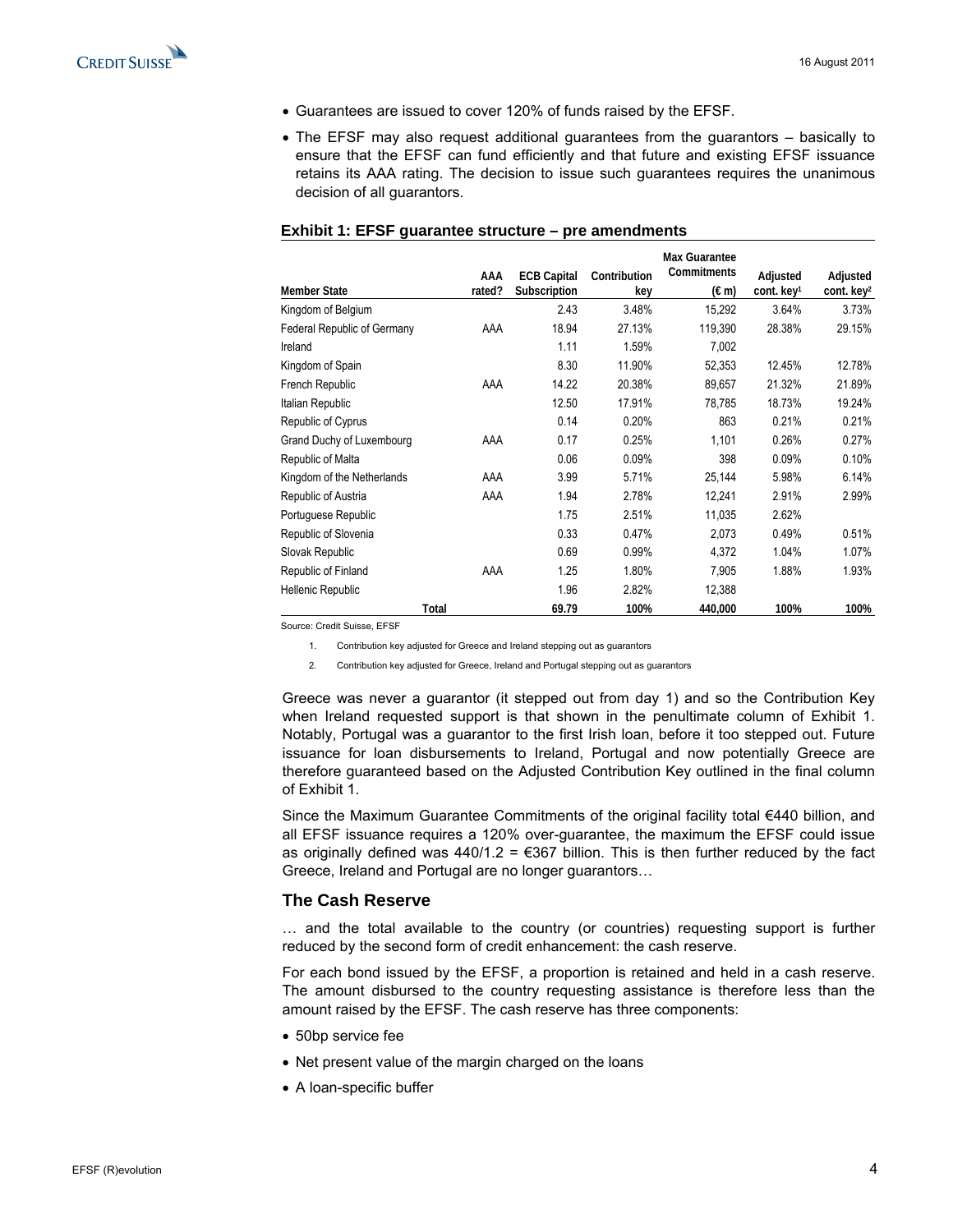- Guarantees are issued to cover 120% of funds raised by the EFSF.
- The EFSF may also request additional guarantees from the guarantors – basically to ensure that the EFSF can fund efficiently and that future and existing EFSF issuance retains its AAA rating. The decision to issue such guarantees requires the unanimous decision of all guarantors.

**Exhibit 1: EFSF guarantee structure – pre amendments**

| Member State | AAA rated? | ECB Capital Subscription | Contribution key | Max Guarantee Commitments (€ m) | Adjusted cont. key[1] | Adjusted cont. key[2] |
|---|---|---|---|---|---|---|
| Kingdom of Belgium | | 2.43 | 3.48% | 15,292 | 3.64% | 3.73% |
| Federal Republic of Germany | AAA | 18.94 | 27.13% | 119,390 | 28.38% | 29.15% |
| Ireland | | 1.11 | 1.59% | 7,002 | | |
| Kingdom of Spain | | 8.30 | 11.90% | 52,353 | 12.45% | 12.78% |
| French Republic | AAA | 14.22 | 20.38% | 89,657 | 21.32% | 21.89% |
| Italian Republic | | 12.50 | 17.91% | 78,785 | 18.73% | 19.24% |
| Republic of Cyprus | | 0.14 | 0.20% | 863 | 0.21% | 0.21% |
| Grand Duchy of Luxembourg | AAA | 0.17 | 0.25% | 1,101 | 0.26% | 0.27% |
| Republic of Malta | | 0.06 | 0.09% | 398 | 0.09% | 0.10% |
| Kingdom of the Netherlands | AAA | 3.99 | 5.71% | 25,144 | 5.98% | 6.14% |
| Republic of Austria | AAA | 1.94 | 2.78% | 12,241 | 2.91% | 2.99% |
| Portuguese Republic | | 1.75 | 2.51% | 11,035 | 2.62% | |
| Republic of Slovenia | | 0.33 | 0.47% | 2,073 | 0.49% | 0.51% |
| Slovak Republic | | 0.69 | 0.99% | 4,372 | 1.04% | 1.07% |
| Republic of Finland | AAA | 1.25 | 1.80% | 7,905 | 1.88% | 1.93% |
| Hellenic Republic | | 1.96 | 2.82% | 12,388 | | |
| **Total** | | **69.79** | **100%** | **440,000** | **100%** | **100%** |

Source: Credit Suisse, EFSF

1. Contribution key adjusted for Greece and Ireland stepping out as guarantors
2. Contribution key adjusted for Greece, Ireland and Portugal stepping out as guarantors

Greece was never a guarantor (it stepped out from day 1) and so the Contribution Key when Ireland requested support is that shown in the penultimate column of Exhibit 1. Notably, Portugal was a guarantor to the first Irish loan, before it too stepped out. Future issuance for loan disbursements to Ireland, Portugal and now potentially Greece are therefore guaranteed based on the Adjusted Contribution Key outlined in the final column of Exhibit 1.

Since the Maximum Guarantee Commitments of the original facility total €440 billion, and all EFSF issuance requires a 120% over-guarantee, the maximum the EFSF could issue as originally defined was 440/1.2 = €367 billion. This is then further reduced by the fact Greece, Ireland and Portugal are no longer guarantors…

## The Cash Reserve

… and the total available to the country (or countries) requesting support is further reduced by the second form of credit enhancement: the cash reserve.

For each bond issued by the EFSF, a proportion is retained and held in a cash reserve. The amount disbursed to the country requesting assistance is therefore less than the amount raised by the EFSF. The cash reserve has three components:

- 50bp service fee
- Net present value of the margin charged on the loans
- A loan-specific buffer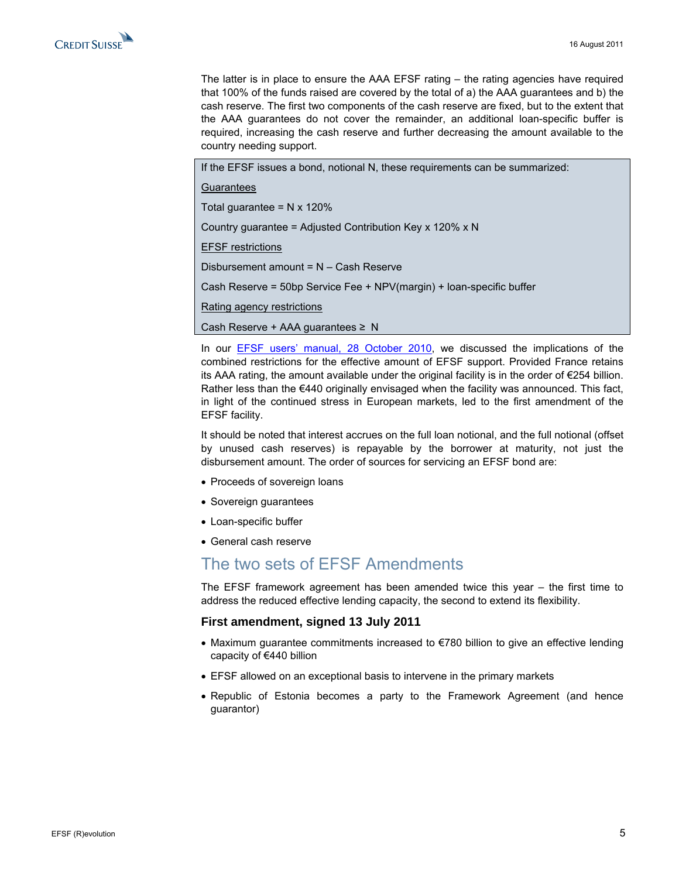The latter is in place to ensure the AAA EFSF rating – the rating agencies have required that 100% of the funds raised are covered by the total of a) the AAA guarantees and b) the cash reserve. The first two components of the cash reserve are fixed, but to the extent that the AAA guarantees do not cover the remainder, an additional loan-specific buffer is required, increasing the cash reserve and further decreasing the amount available to the country needing support.

> If the EFSF issues a bond, notional N, these requirements can be summarized:
>
> <u>Guarantees</u>
>
> Total guarantee = N x 120%
>
> Country guarantee = Adjusted Contribution Key x 120% x N
>
> <u>EFSF restrictions</u>
>
> Disbursement amount = N – Cash Reserve
>
> Cash Reserve = 50bp Service Fee + NPV(margin) + loan-specific buffer
>
> <u>Rating agency restrictions</u>
>
> Cash Reserve + AAA guarantees ≥ N

In our EFSF users' manual, 28 October 2010, we discussed the implications of the combined restrictions for the effective amount of EFSF support. Provided France retains its AAA rating, the amount available under the original facility is in the order of €254 billion. Rather less than the €440 originally envisaged when the facility was announced. This fact, in light of the continued stress in European markets, led to the first amendment of the EFSF facility.

It should be noted that interest accrues on the full loan notional, and the full notional (offset by unused cash reserves) is repayable by the borrower at maturity, not just the disbursement amount. The order of sources for servicing an EFSF bond are:

- Proceeds of sovereign loans
- Sovereign guarantees
- Loan-specific buffer
- General cash reserve

## The two sets of EFSF Amendments

The EFSF framework agreement has been amended twice this year – the first time to address the reduced effective lending capacity, the second to extend its flexibility.

### First amendment, signed 13 July 2011

- Maximum guarantee commitments increased to €780 billion to give an effective lending capacity of €440 billion
- EFSF allowed on an exceptional basis to intervene in the primary markets
- Republic of Estonia becomes a party to the Framework Agreement (and hence guarantor)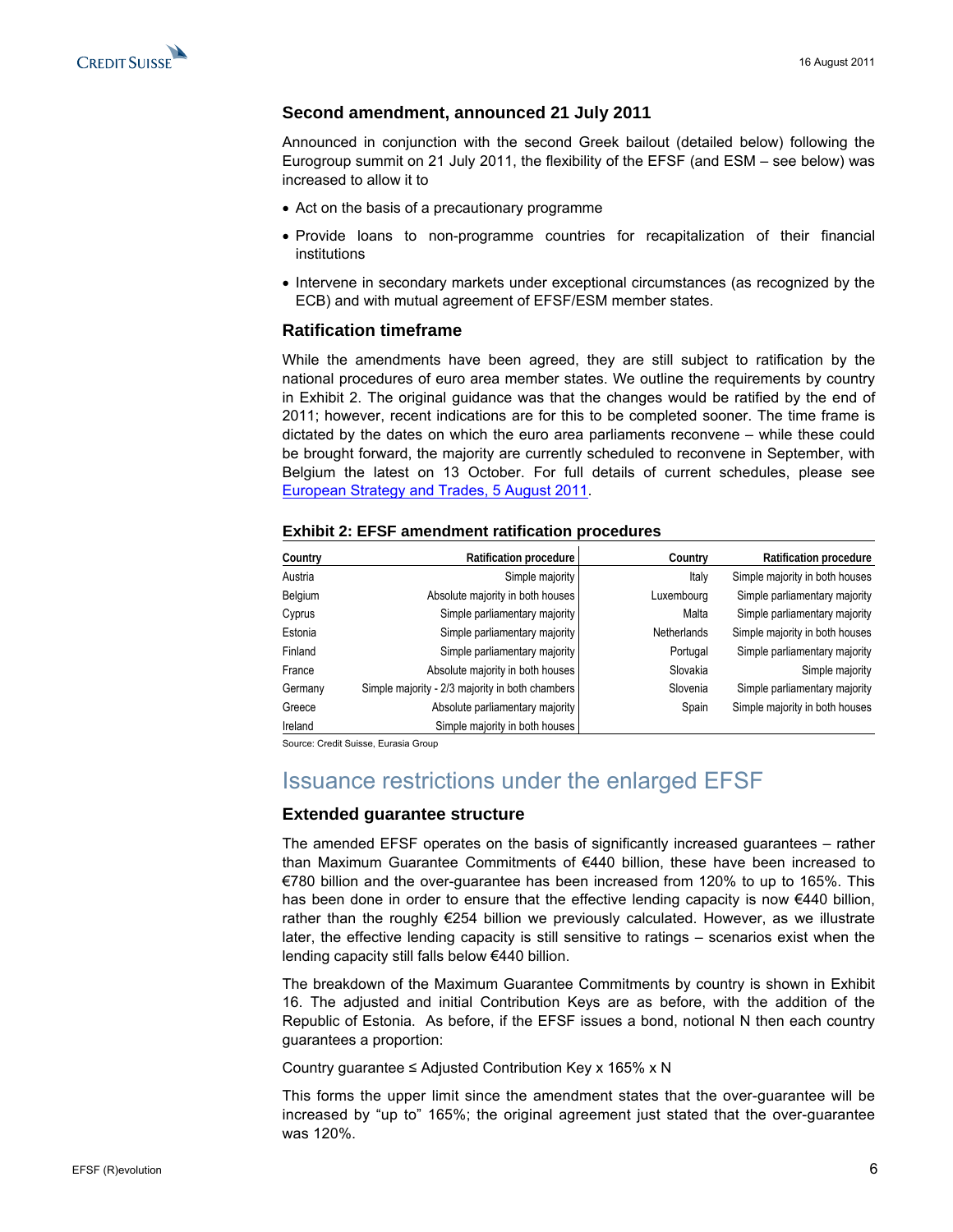### Second amendment, announced 21 July 2011

Announced in conjunction with the second Greek bailout (detailed below) following the Eurogroup summit on 21 July 2011, the flexibility of the EFSF (and ESM – see below) was increased to allow it to

- Act on the basis of a precautionary programme
- Provide loans to non-programme countries for recapitalization of their financial institutions
- Intervene in secondary markets under exceptional circumstances (as recognized by the ECB) and with mutual agreement of EFSF/ESM member states.

### Ratification timeframe

While the amendments have been agreed, they are still subject to ratification by the national procedures of euro area member states. We outline the requirements by country in Exhibit 2. The original guidance was that the changes would be ratified by the end of 2011; however, recent indications are for this to be completed sooner. The time frame is dictated by the dates on which the euro area parliaments reconvene – while these could be brought forward, the majority are currently scheduled to reconvene in September, with Belgium the latest on 13 October. For full details of current schedules, please see European Strategy and Trades, 5 August 2011.

**Exhibit 2: EFSF amendment ratification procedures**

| Country | Ratification procedure | Country | Ratification procedure |
|---|---|---|---|
| Austria | Simple majority | Italy | Simple majority in both houses |
| Belgium | Absolute majority in both houses | Luxembourg | Simple parliamentary majority |
| Cyprus | Simple parliamentary majority | Malta | Simple parliamentary majority |
| Estonia | Simple parliamentary majority | Netherlands | Simple majority in both houses |
| Finland | Simple parliamentary majority | Portugal | Simple parliamentary majority |
| France | Absolute majority in both houses | Slovakia | Simple majority |
| Germany | Simple majority - 2/3 majority in both chambers | Slovenia | Simple parliamentary majority |
| Greece | Absolute parliamentary majority | Spain | Simple majority in both houses |
| Ireland | Simple majority in both houses | | |

Source: Credit Suisse, Eurasia Group

## Issuance restrictions under the enlarged EFSF

### Extended guarantee structure

The amended EFSF operates on the basis of significantly increased guarantees – rather than Maximum Guarantee Commitments of €440 billion, these have been increased to €780 billion and the over-guarantee has been increased from 120% to up to 165%. This has been done in order to ensure that the effective lending capacity is now €440 billion, rather than the roughly €254 billion we previously calculated. However, as we illustrate later, the effective lending capacity is still sensitive to ratings – scenarios exist when the lending capacity still falls below €440 billion.

The breakdown of the Maximum Guarantee Commitments by country is shown in Exhibit 16. The adjusted and initial Contribution Keys are as before, with the addition of the Republic of Estonia. As before, if the EFSF issues a bond, notional N then each country guarantees a proportion:

$$\text{Country guarantee} \leq \text{Adjusted Contribution Key} \times 165\% \times N$$

This forms the upper limit since the amendment states that the over-guarantee will be increased by "up to" 165%; the original agreement just stated that the over-guarantee was 120%.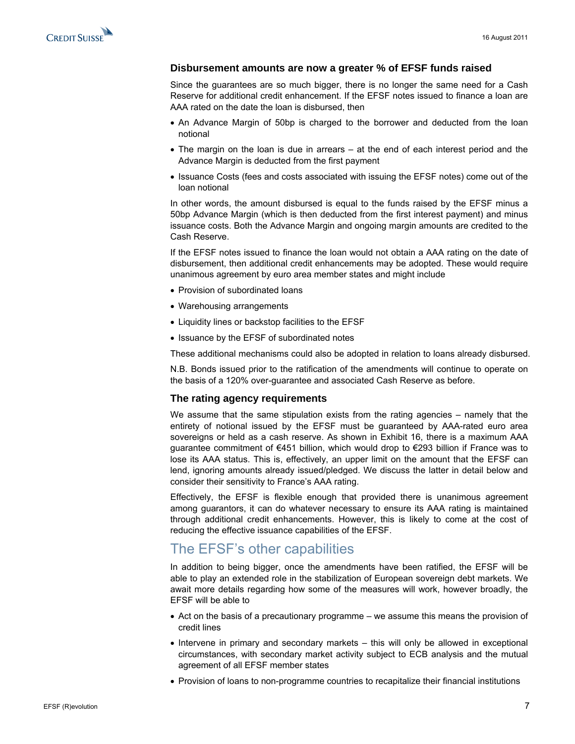### Disbursement amounts are now a greater % of EFSF funds raised

Since the guarantees are so much bigger, there is no longer the same need for a Cash Reserve for additional credit enhancement. If the EFSF notes issued to finance a loan are AAA rated on the date the loan is disbursed, then

- An Advance Margin of 50bp is charged to the borrower and deducted from the loan notional
- The margin on the loan is due in arrears – at the end of each interest period and the Advance Margin is deducted from the first payment
- Issuance Costs (fees and costs associated with issuing the EFSF notes) come out of the loan notional

In other words, the amount disbursed is equal to the funds raised by the EFSF minus a 50bp Advance Margin (which is then deducted from the first interest payment) and minus issuance costs. Both the Advance Margin and ongoing margin amounts are credited to the Cash Reserve.

If the EFSF notes issued to finance the loan would not obtain a AAA rating on the date of disbursement, then additional credit enhancements may be adopted. These would require unanimous agreement by euro area member states and might include

- Provision of subordinated loans
- Warehousing arrangements
- Liquidity lines or backstop facilities to the EFSF
- Issuance by the EFSF of subordinated notes

These additional mechanisms could also be adopted in relation to loans already disbursed.

N.B. Bonds issued prior to the ratification of the amendments will continue to operate on the basis of a 120% over-guarantee and associated Cash Reserve as before.

### The rating agency requirements

We assume that the same stipulation exists from the rating agencies – namely that the entirety of notional issued by the EFSF must be guaranteed by AAA-rated euro area sovereigns or held as a cash reserve. As shown in Exhibit 16, there is a maximum AAA guarantee commitment of €451 billion, which would drop to €293 billion if France was to lose its AAA status. This is, effectively, an upper limit on the amount that the EFSF can lend, ignoring amounts already issued/pledged. We discuss the latter in detail below and consider their sensitivity to France's AAA rating.

Effectively, the EFSF is flexible enough that provided there is unanimous agreement among guarantors, it can do whatever necessary to ensure its AAA rating is maintained through additional credit enhancements. However, this is likely to come at the cost of reducing the effective issuance capabilities of the EFSF.

## The EFSF's other capabilities

In addition to being bigger, once the amendments have been ratified, the EFSF will be able to play an extended role in the stabilization of European sovereign debt markets. We await more details regarding how some of the measures will work, however broadly, the EFSF will be able to

- Act on the basis of a precautionary programme – we assume this means the provision of credit lines
- Intervene in primary and secondary markets – this will only be allowed in exceptional circumstances, with secondary market activity subject to ECB analysis and the mutual agreement of all EFSF member states
- Provision of loans to non-programme countries to recapitalize their financial institutions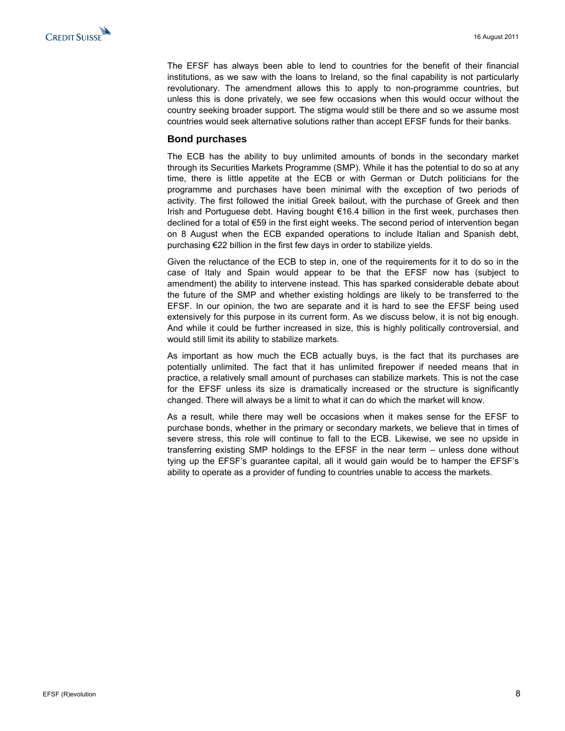The EFSF has always been able to lend to countries for the benefit of their financial institutions, as we saw with the loans to Ireland, so the final capability is not particularly revolutionary. The amendment allows this to apply to non-programme countries, but unless this is done privately, we see few occasions when this would occur without the country seeking broader support. The stigma would still be there and so we assume most countries would seek alternative solutions rather than accept EFSF funds for their banks.

## Bond purchases

The ECB has the ability to buy unlimited amounts of bonds in the secondary market through its Securities Markets Programme (SMP). While it has the potential to do so at any time, there is little appetite at the ECB or with German or Dutch politicians for the programme and purchases have been minimal with the exception of two periods of activity. The first followed the initial Greek bailout, with the purchase of Greek and then Irish and Portuguese debt. Having bought €16.4 billion in the first week, purchases then declined for a total of €59 in the first eight weeks. The second period of intervention began on 8 August when the ECB expanded operations to include Italian and Spanish debt, purchasing €22 billion in the first few days in order to stabilize yields.

Given the reluctance of the ECB to step in, one of the requirements for it to do so in the case of Italy and Spain would appear to be that the EFSF now has (subject to amendment) the ability to intervene instead. This has sparked considerable debate about the future of the SMP and whether existing holdings are likely to be transferred to the EFSF. In our opinion, the two are separate and it is hard to see the EFSF being used extensively for this purpose in its current form. As we discuss below, it is not big enough. And while it could be further increased in size, this is highly politically controversial, and would still limit its ability to stabilize markets.

As important as how much the ECB actually buys, is the fact that its purchases are potentially unlimited. The fact that it has unlimited firepower if needed means that in practice, a relatively small amount of purchases can stabilize markets. This is not the case for the EFSF unless its size is dramatically increased or the structure is significantly changed. There will always be a limit to what it can do which the market will know.

As a result, while there may well be occasions when it makes sense for the EFSF to purchase bonds, whether in the primary or secondary markets, we believe that in times of severe stress, this role will continue to fall to the ECB. Likewise, we see no upside in transferring existing SMP holdings to the EFSF in the near term – unless done without tying up the EFSF's guarantee capital, all it would gain would be to hamper the EFSF's ability to operate as a provider of funding to countries unable to access the markets.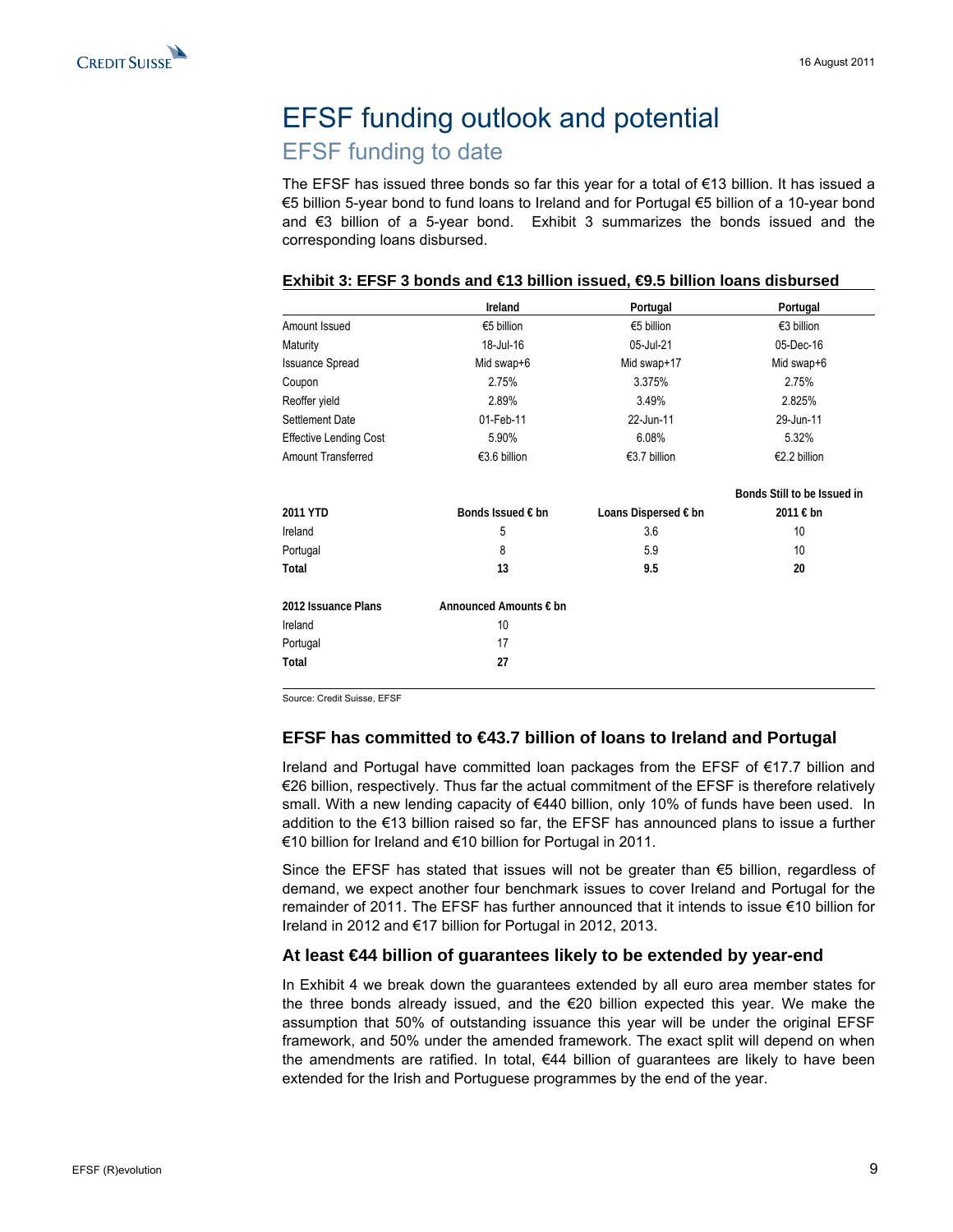# EFSF funding outlook and potential

## EFSF funding to date

The EFSF has issued three bonds so far this year for a total of €13 billion. It has issued a €5 billion 5-year bond to fund loans to Ireland and for Portugal €5 billion of a 10-year bond and €3 billion of a 5-year bond. Exhibit 3 summarizes the bonds issued and the corresponding loans disbursed.

**Exhibit 3: EFSF 3 bonds and €13 billion issued, €9.5 billion loans disbursed**

| | Ireland | Portugal | Portugal |
|---|---|---|---|
| Amount Issued | €5 billion | €5 billion | €3 billion |
| Maturity | 18-Jul-16 | 05-Jul-21 | 05-Dec-16 |
| Issuance Spread | Mid swap+6 | Mid swap+17 | Mid swap+6 |
| Coupon | 2.75% | 3.375% | 2.75% |
| Reoffer yield | 2.89% | 3.49% | 2.825% |
| Settlement Date | 01-Feb-11 | 22-Jun-11 | 29-Jun-11 |
| Effective Lending Cost | 5.90% | 6.08% | 5.32% |
| Amount Transferred | €3.6 billion | €3.7 billion | €2.2 billion |

| 2011 YTD | Bonds Issued € bn | Loans Dispersed € bn | Bonds Still to be Issued in 2011 € bn |
|---|---|---|---|
| Ireland | 5 | 3.6 | 10 |
| Portugal | 8 | 5.9 | 10 |
| **Total** | **13** | **9.5** | **20** |

| 2012 Issuance Plans | Announced Amounts € bn |
|---|---|
| Ireland | 10 |
| Portugal | 17 |
| **Total** | **27** |

Source: Credit Suisse, EFSF

### EFSF has committed to €43.7 billion of loans to Ireland and Portugal

Ireland and Portugal have committed loan packages from the EFSF of €17.7 billion and €26 billion, respectively. Thus far the actual commitment of the EFSF is therefore relatively small. With a new lending capacity of €440 billion, only 10% of funds have been used. In addition to the €13 billion raised so far, the EFSF has announced plans to issue a further €10 billion for Ireland and €10 billion for Portugal in 2011.

Since the EFSF has stated that issues will not be greater than €5 billion, regardless of demand, we expect another four benchmark issues to cover Ireland and Portugal for the remainder of 2011. The EFSF has further announced that it intends to issue €10 billion for Ireland in 2012 and €17 billion for Portugal in 2012, 2013.

### At least €44 billion of guarantees likely to be extended by year-end

In Exhibit 4 we break down the guarantees extended by all euro area member states for the three bonds already issued, and the €20 billion expected this year. We make the assumption that 50% of outstanding issuance this year will be under the original EFSF framework, and 50% under the amended framework. The exact split will depend on when the amendments are ratified. In total, €44 billion of guarantees are likely to have been extended for the Irish and Portuguese programmes by the end of the year.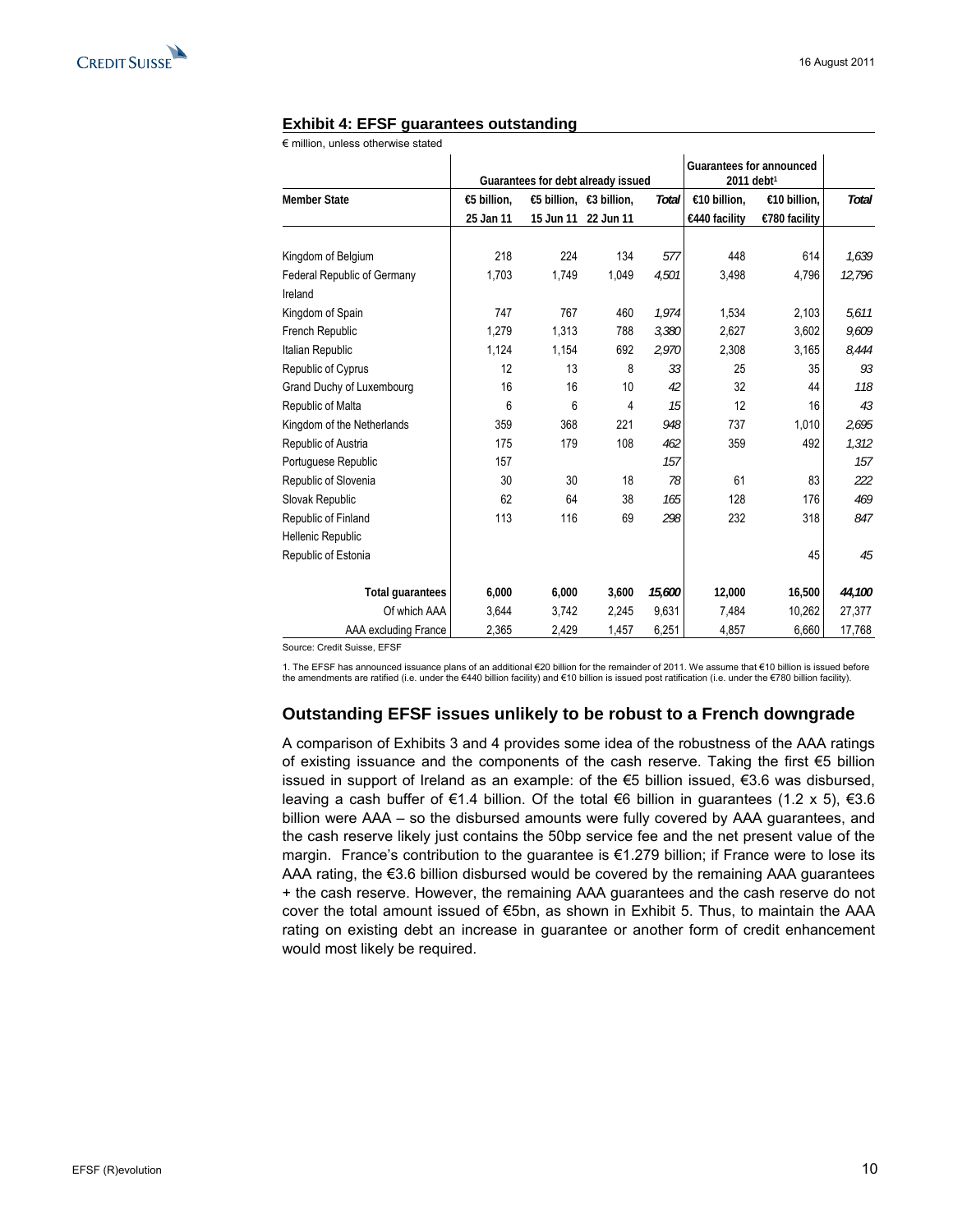### Exhibit 4: EFSF guarantees outstanding

€ million, unless otherwise stated

| | Guarantees for debt already issued | | | | Guarantees for announced 2011 debt[1] | | |
|---|---|---|---|---|---|---|---|
| Member State | €5 billion, 25 Jan 11 | €5 billion, 15 Jun 11 | €3 billion, 22 Jun 11 | *Total* | €10 billion, €440 facility | €10 billion, €780 facility | *Total* |
| Kingdom of Belgium | 218 | 224 | 134 | *577* | 448 | 614 | *1,639* |
| Federal Republic of Germany | 1,703 | 1,749 | 1,049 | *4,501* | 3,498 | 4,796 | *12,796* |
| Ireland | | | | | | | |
| Kingdom of Spain | 747 | 767 | 460 | *1,974* | 1,534 | 2,103 | *5,611* |
| French Republic | 1,279 | 1,313 | 788 | *3,380* | 2,627 | 3,602 | *9,609* |
| Italian Republic | 1,124 | 1,154 | 692 | *2,970* | 2,308 | 3,165 | *8,444* |
| Republic of Cyprus | 12 | 13 | 8 | *33* | 25 | 35 | *93* |
| Grand Duchy of Luxembourg | 16 | 16 | 10 | *42* | 32 | 44 | *118* |
| Republic of Malta | 6 | 6 | 4 | *15* | 12 | 16 | *43* |
| Kingdom of the Netherlands | 359 | 368 | 221 | *948* | 737 | 1,010 | *2,695* |
| Republic of Austria | 175 | 179 | 108 | *462* | 359 | 492 | *1,312* |
| Portuguese Republic | 157 | | | *157* | | | *157* |
| Republic of Slovenia | 30 | 30 | 18 | *78* | 61 | 83 | *222* |
| Slovak Republic | 62 | 64 | 38 | *165* | 128 | 176 | *469* |
| Republic of Finland | 113 | 116 | 69 | *298* | 232 | 318 | *847* |
| Hellenic Republic | | | | | | | |
| Republic of Estonia | | | | | | 45 | *45* |
| **Total guarantees** | **6,000** | **6,000** | **3,600** | ***15,600*** | **12,000** | **16,500** | ***44,100*** |
| Of which AAA | 3,644 | 3,742 | 2,245 | 9,631 | 7,484 | 10,262 | 27,377 |
| AAA excluding France | 2,365 | 2,429 | 1,457 | 6,251 | 4,857 | 6,660 | 17,768 |

Source: Credit Suisse, EFSF

1. The EFSF has announced issuance plans of an additional €20 billion for the remainder of 2011. We assume that €10 billion is issued before the amendments are ratified (i.e. under the €440 billion facility) and €10 billion is issued post ratification (i.e. under the €780 billion facility).

## Outstanding EFSF issues unlikely to be robust to a French downgrade

A comparison of Exhibits 3 and 4 provides some idea of the robustness of the AAA ratings of existing issuance and the components of the cash reserve. Taking the first €5 billion issued in support of Ireland as an example: of the €5 billion issued, €3.6 was disbursed, leaving a cash buffer of €1.4 billion. Of the total €6 billion in guarantees (1.2 x 5), €3.6 billion were AAA – so the disbursed amounts were fully covered by AAA guarantees, and the cash reserve likely just contains the 50bp service fee and the net present value of the margin. France's contribution to the guarantee is €1.279 billion; if France were to lose its AAA rating, the €3.6 billion disbursed would be covered by the remaining AAA guarantees + the cash reserve. However, the remaining AAA guarantees and the cash reserve do not cover the total amount issued of €5bn, as shown in Exhibit 5. Thus, to maintain the AAA rating on existing debt an increase in guarantee or another form of credit enhancement would most likely be required.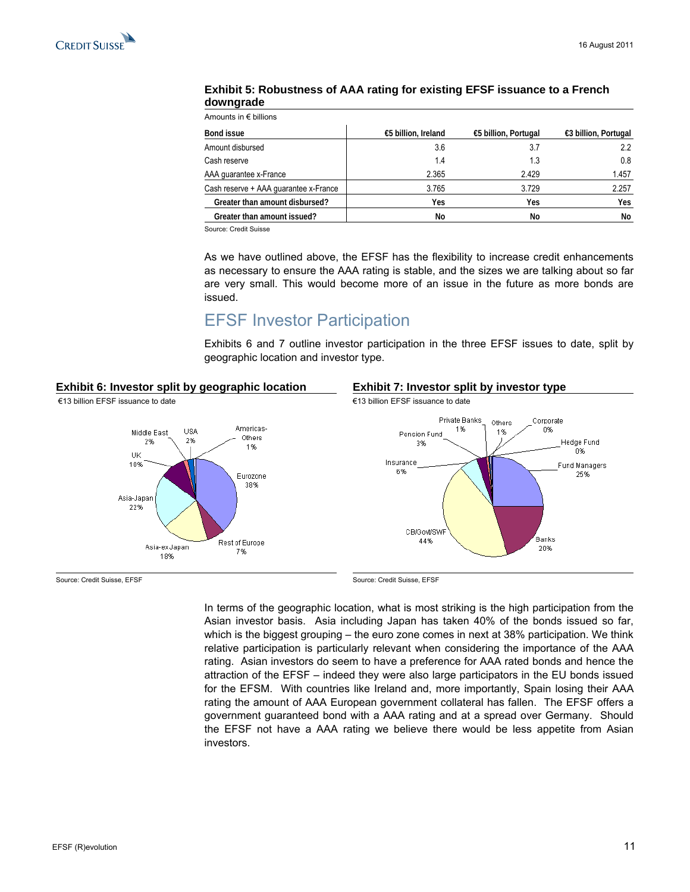**Exhibit 5: Robustness of AAA rating for existing EFSF issuance to a French downgrade**

Amounts in € billions

| Bond issue | €5 billion, Ireland | €5 billion, Portugal | €3 billion, Portugal |
|---|---|---|---|
| Amount disbursed | 3.6 | 3.7 | 2.2 |
| Cash reserve | 1.4 | 1.3 | 0.8 |
| AAA guarantee x-France | 2.365 | 2.429 | 1.457 |
| Cash reserve + AAA guarantee x-France | 3.765 | 3.729 | 2.257 |
| **Greater than amount disbursed?** | **Yes** | **Yes** | **Yes** |
| **Greater than amount issued?** | **No** | **No** | **No** |

Source: Credit Suisse

As we have outlined above, the EFSF has the flexibility to increase credit enhancements as necessary to ensure the AAA rating is stable, and the sizes we are talking about so far are very small. This would become more of an issue in the future as more bonds are issued.

## EFSF Investor Participation

Exhibits 6 and 7 outline investor participation in the three EFSF issues to date, split by geographic location and investor type.

**Exhibit 6: Investor split by geographic location**

€13 billion EFSF issuance to date

| Location | Share |
|---|---|
| Eurozone | 38% |
| Rest of Europe | 7% |
| Asia-ex Japan | 18% |
| Asia-Japan | 22% |
| UK | 10% |
| Middle East | 2% |
| USA | 2% |
| Americas-Others | 1% |

Source: Credit Suisse, EFSF

**Exhibit 7: Investor split by investor type**

€13 billion EFSF issuance to date

| Investor type | Share |
|---|---|
| Fund Managers | 25% |
| Banks | 20% |
| CB/Govt/SWF | 44% |
| Insurance | 6% |
| Pension Fund | 3% |
| Private Banks | 1% |
| Others | 1% |
| Corporate | 0% |
| Hedge Fund | 0% |

Source: Credit Suisse, EFSF

In terms of the geographic location, what is most striking is the high participation from the Asian investor basis. Asia including Japan has taken 40% of the bonds issued so far, which is the biggest grouping – the euro zone comes in next at 38% participation. We think relative participation is particularly relevant when considering the importance of the AAA rating. Asian investors do seem to have a preference for AAA rated bonds and hence the attraction of the EFSF – indeed they were also large participators in the EU bonds issued for the EFSM. With countries like Ireland and, more importantly, Spain losing their AAA rating the amount of AAA European government collateral has fallen. The EFSF offers a government guaranteed bond with a AAA rating and at a spread over Germany. Should the EFSF not have a AAA rating we believe there would be less appetite from Asian investors.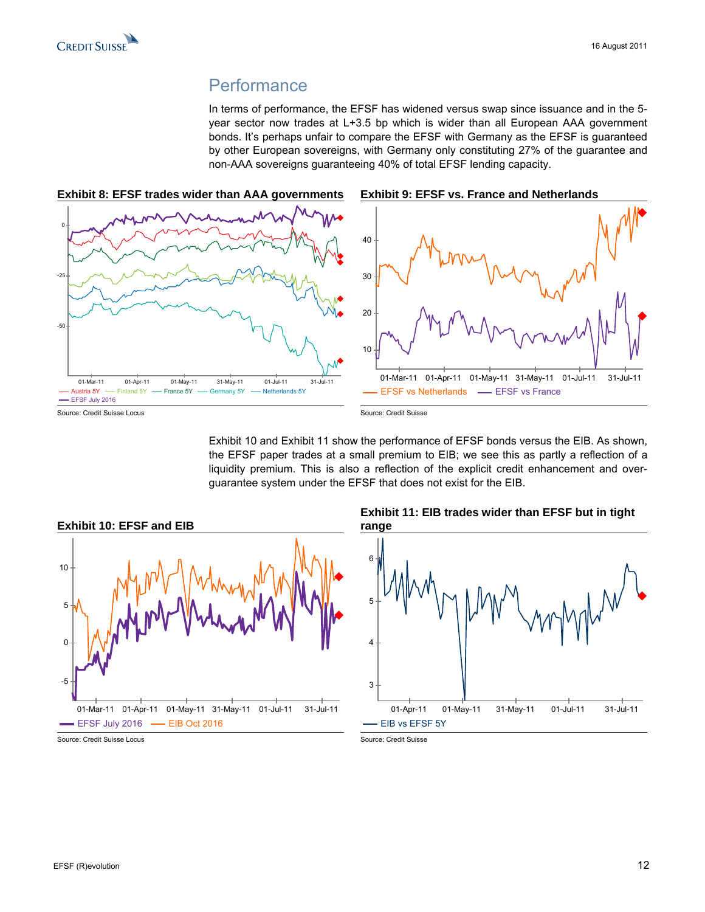## Performance

In terms of performance, the EFSF has widened versus swap since issuance and in the 5-year sector now trades at L+3.5 bp which is wider than all European AAA government bonds. It's perhaps unfair to compare the EFSF with Germany as the EFSF is guaranteed by other European sovereigns, with Germany only constituting 27% of the guarantee and non-AAA sovereigns guaranteeing 40% of total EFSF lending capacity.

**Exhibit 8: EFSF trades wider than AAA governments**

Source: Credit Suisse Locus

**Exhibit 9: EFSF vs. France and Netherlands**

Source: Credit Suisse

Exhibit 10 and Exhibit 11 show the performance of EFSF bonds versus the EIB. As shown, the EFSF paper trades at a small premium to EIB; we see this as partly a reflection of a liquidity premium. This is also a reflection of the explicit credit enhancement and over-guarantee system under the EFSF that does not exist for the EIB.

**Exhibit 10: EFSF and EIB**

Source: Credit Suisse Locus

**Exhibit 11: EIB trades wider than EFSF but in tight range**

Source: Credit Suisse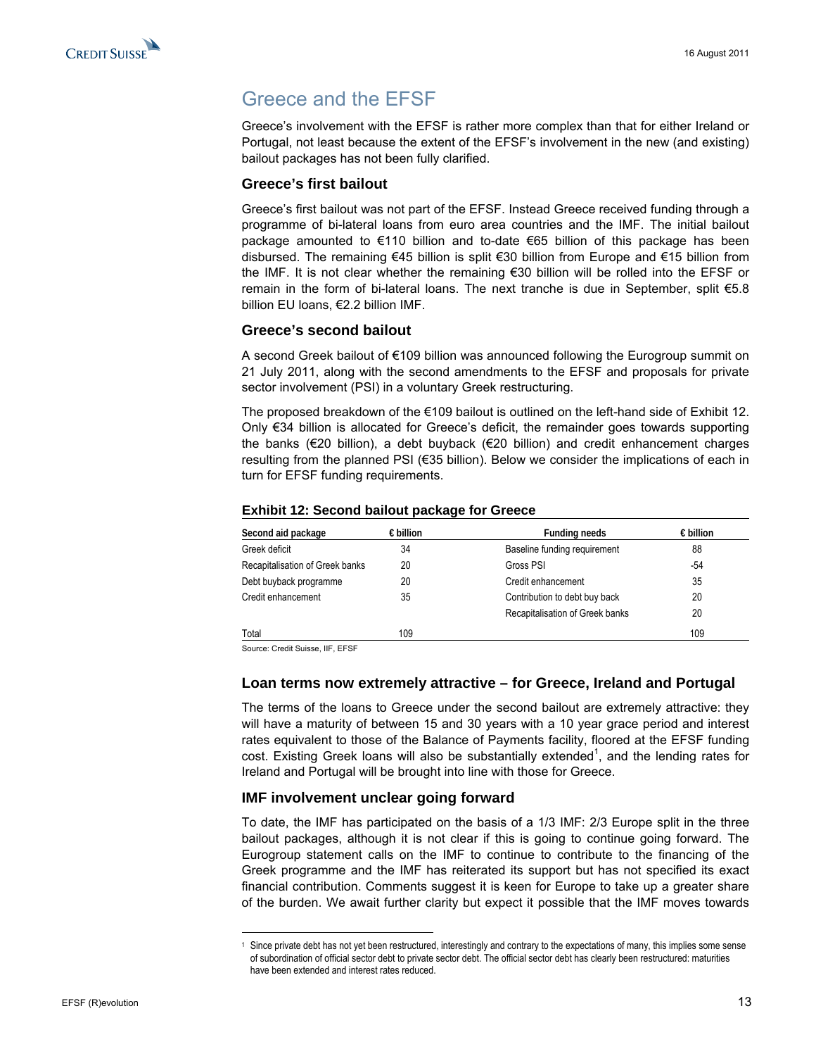# Greece and the EFSF

Greece's involvement with the EFSF is rather more complex than that for either Ireland or Portugal, not least because the extent of the EFSF's involvement in the new (and existing) bailout packages has not been fully clarified.

### Greece's first bailout

Greece's first bailout was not part of the EFSF. Instead Greece received funding through a programme of bi-lateral loans from euro area countries and the IMF. The initial bailout package amounted to €110 billion and to-date €65 billion of this package has been disbursed. The remaining €45 billion is split €30 billion from Europe and €15 billion from the IMF. It is not clear whether the remaining €30 billion will be rolled into the EFSF or remain in the form of bi-lateral loans. The next tranche is due in September, split €5.8 billion EU loans, €2.2 billion IMF.

### Greece's second bailout

A second Greek bailout of €109 billion was announced following the Eurogroup summit on 21 July 2011, along with the second amendments to the EFSF and proposals for private sector involvement (PSI) in a voluntary Greek restructuring.

The proposed breakdown of the €109 bailout is outlined on the left-hand side of Exhibit 12. Only €34 billion is allocated for Greece's deficit, the remainder goes towards supporting the banks (€20 billion), a debt buyback (€20 billion) and credit enhancement charges resulting from the planned PSI (€35 billion). Below we consider the implications of each in turn for EFSF funding requirements.

**Exhibit 12: Second bailout package for Greece**

| Second aid package | € billion | Funding needs | € billion |
|---|---|---|---|
| Greek deficit | 34 | Baseline funding requirement | 88 |
| Recapitalisation of Greek banks | 20 | Gross PSI | -54 |
| Debt buyback programme | 20 | Credit enhancement | 35 |
| Credit enhancement | 35 | Contribution to debt buy back | 20 |
| | | Recapitalisation of Greek banks | 20 |
| Total | 109 | | 109 |

Source: Credit Suisse, IIF, EFSF

### Loan terms now extremely attractive – for Greece, Ireland and Portugal

The terms of the loans to Greece under the second bailout are extremely attractive: they will have a maturity of between 15 and 30 years with a 10 year grace period and interest rates equivalent to those of the Balance of Payments facility, floored at the EFSF funding cost. Existing Greek loans will also be substantially extended[1], and the lending rates for Ireland and Portugal will be brought into line with those for Greece.

### IMF involvement unclear going forward

To date, the IMF has participated on the basis of a 1/3 IMF: 2/3 Europe split in the three bailout packages, although it is not clear if this is going to continue going forward. The Eurogroup statement calls on the IMF to continue to contribute to the financing of the Greek programme and the IMF has reiterated its support but has not specified its exact financial contribution. Comments suggest it is keen for Europe to take up a greater share of the burden. We await further clarity but expect it possible that the IMF moves towards

[1] Since private debt has not yet been restructured, interestingly and contrary to the expectations of many, this implies some sense of subordination of official sector debt to private sector debt. The official sector debt has clearly been restructured: maturities have been extended and interest rates reduced.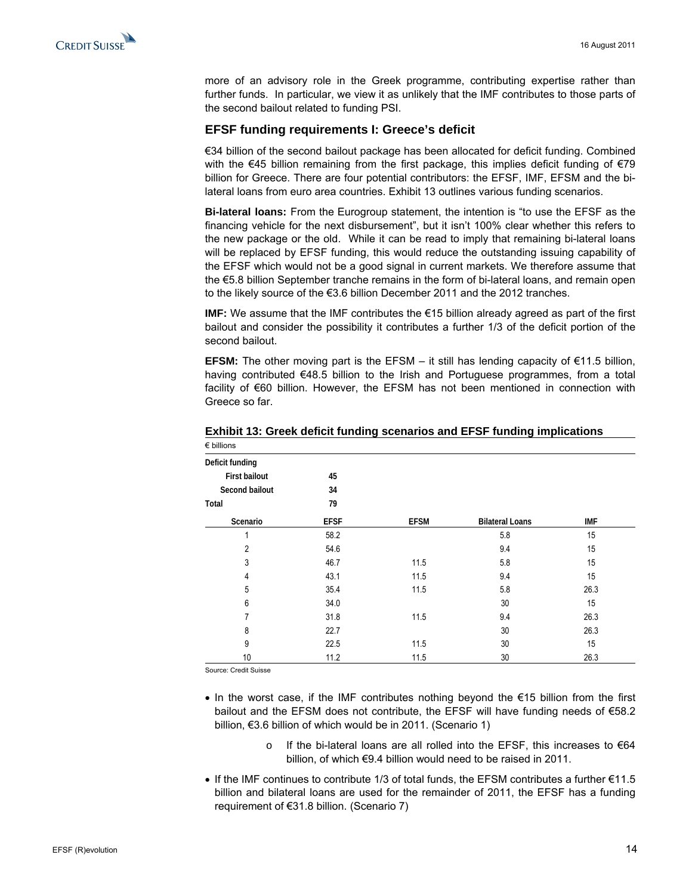more of an advisory role in the Greek programme, contributing expertise rather than further funds. In particular, we view it as unlikely that the IMF contributes to those parts of the second bailout related to funding PSI.

## EFSF funding requirements I: Greece's deficit

€34 billion of the second bailout package has been allocated for deficit funding. Combined with the €45 billion remaining from the first package, this implies deficit funding of €79 billion for Greece. There are four potential contributors: the EFSF, IMF, EFSM and the bi-lateral loans from euro area countries. Exhibit 13 outlines various funding scenarios.

**Bi-lateral loans:** From the Eurogroup statement, the intention is "to use the EFSF as the financing vehicle for the next disbursement", but it isn't 100% clear whether this refers to the new package or the old. While it can be read to imply that remaining bi-lateral loans will be replaced by EFSF funding, this would reduce the outstanding issuing capability of the EFSF which would not be a good signal in current markets. We therefore assume that the €5.8 billion September tranche remains in the form of bi-lateral loans, and remain open to the likely source of the €3.6 billion December 2011 and the 2012 tranches.

**IMF:** We assume that the IMF contributes the €15 billion already agreed as part of the first bailout and consider the possibility it contributes a further 1/3 of the deficit portion of the second bailout.

**EFSM:** The other moving part is the EFSM – it still has lending capacity of €11.5 billion, having contributed €48.5 billion to the Irish and Portuguese programmes, from a total facility of €60 billion. However, the EFSM has not been mentioned in connection with Greece so far.

**Exhibit 13: Greek deficit funding scenarios and EFSF funding implications**

€ billions

| Deficit funding | | | | |
|---|---|---|---|---|
| First bailout | 45 | | | |
| Second bailout | 34 | | | |
| Total | 79 | | | |
| **Scenario** | **EFSF** | **EFSM** | **Bilateral Loans** | **IMF** |
| 1 | 58.2 | | 5.8 | 15 |
| 2 | 54.6 | | 9.4 | 15 |
| 3 | 46.7 | 11.5 | 5.8 | 15 |
| 4 | 43.1 | 11.5 | 9.4 | 15 |
| 5 | 35.4 | 11.5 | 5.8 | 26.3 |
| 6 | 34.0 | | 30 | 15 |
| 7 | 31.8 | 11.5 | 9.4 | 26.3 |
| 8 | 22.7 | | 30 | 26.3 |
| 9 | 22.5 | 11.5 | 30 | 15 |
| 10 | 11.2 | 11.5 | 30 | 26.3 |

Source: Credit Suisse

- In the worst case, if the IMF contributes nothing beyond the €15 billion from the first bailout and the EFSM does not contribute, the EFSF will have funding needs of €58.2 billion, €3.6 billion of which would be in 2011. (Scenario 1)
    - If the bi-lateral loans are all rolled into the EFSF, this increases to €64 billion, of which €9.4 billion would need to be raised in 2011.
- If the IMF continues to contribute 1/3 of total funds, the EFSM contributes a further €11.5 billion and bilateral loans are used for the remainder of 2011, the EFSF has a funding requirement of €31.8 billion. (Scenario 7)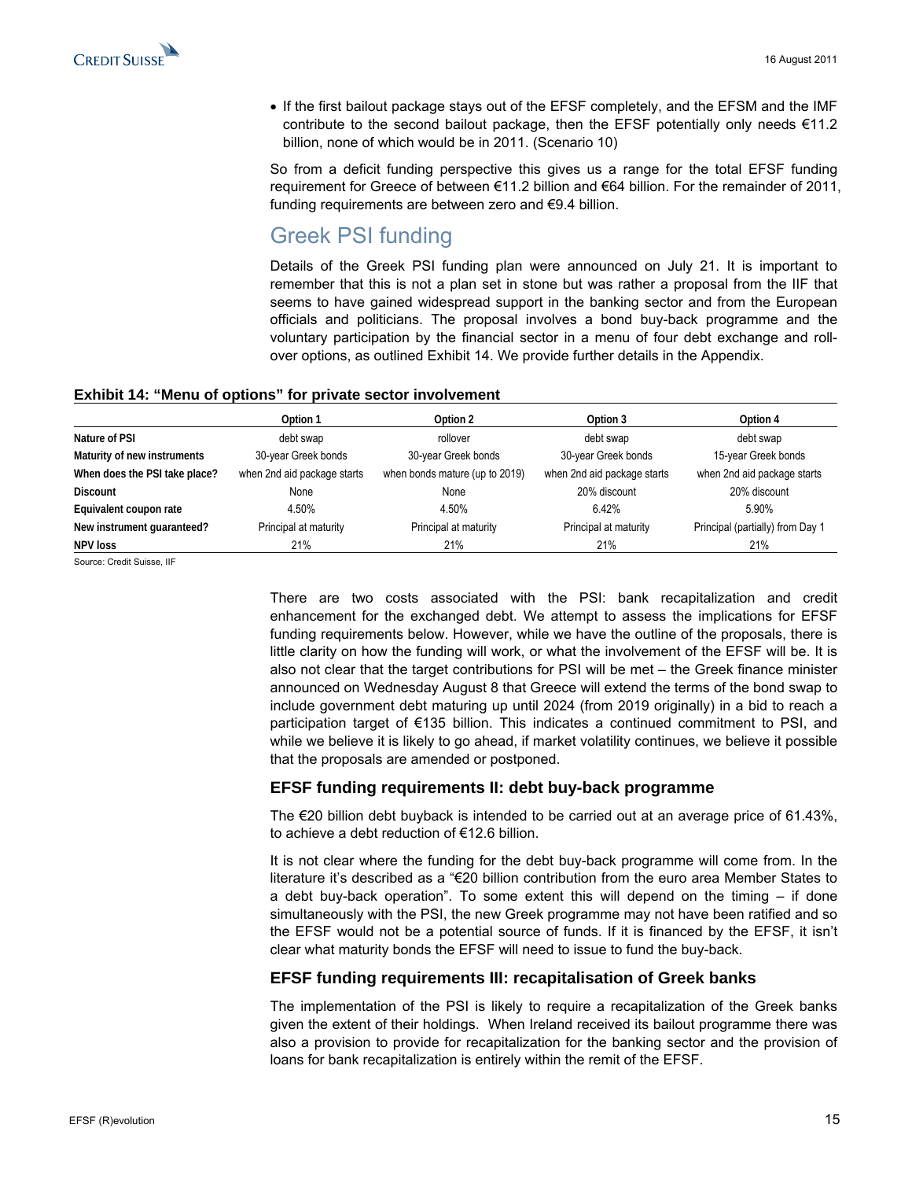- If the first bailout package stays out of the EFSF completely, and the EFSM and the IMF contribute to the second bailout package, then the EFSF potentially only needs €11.2 billion, none of which would be in 2011. (Scenario 10)

So from a deficit funding perspective this gives us a range for the total EFSF funding requirement for Greece of between €11.2 billion and €64 billion. For the remainder of 2011, funding requirements are between zero and €9.4 billion.

## Greek PSI funding

Details of the Greek PSI funding plan were announced on July 21. It is important to remember that this is not a plan set in stone but was rather a proposal from the IIF that seems to have gained widespread support in the banking sector and from the European officials and politicians. The proposal involves a bond buy-back programme and the voluntary participation by the financial sector in a menu of four debt exchange and roll-over options, as outlined Exhibit 14. We provide further details in the Appendix.

**Exhibit 14: "Menu of options" for private sector involvement**

| | Option 1 | Option 2 | Option 3 | Option 4 |
|---|---|---|---|---|
| **Nature of PSI** | debt swap | rollover | debt swap | debt swap |
| **Maturity of new instruments** | 30-year Greek bonds | 30-year Greek bonds | 30-year Greek bonds | 15-year Greek bonds |
| **When does the PSI take place?** | when 2nd aid package starts | when bonds mature (up to 2019) | when 2nd aid package starts | when 2nd aid package starts |
| **Discount** | None | None | 20% discount | 20% discount |
| **Equivalent coupon rate** | 4.50% | 4.50% | 6.42% | 5.90% |
| **New instrument guaranteed?** | Principal at maturity | Principal at maturity | Principal at maturity | Principal (partially) from Day 1 |
| **NPV loss** | 21% | 21% | 21% | 21% |

Source: Credit Suisse, IIF

There are two costs associated with the PSI: bank recapitalization and credit enhancement for the exchanged debt. We attempt to assess the implications for EFSF funding requirements below. However, while we have the outline of the proposals, there is little clarity on how the funding will work, or what the involvement of the EFSF will be. It is also not clear that the target contributions for PSI will be met – the Greek finance minister announced on Wednesday August 8 that Greece will extend the terms of the bond swap to include government debt maturing up until 2024 (from 2019 originally) in a bid to reach a participation target of €135 billion. This indicates a continued commitment to PSI, and while we believe it is likely to go ahead, if market volatility continues, we believe it possible that the proposals are amended or postponed.

### EFSF funding requirements II: debt buy-back programme

The €20 billion debt buyback is intended to be carried out at an average price of 61.43%, to achieve a debt reduction of €12.6 billion.

It is not clear where the funding for the debt buy-back programme will come from. In the literature it's described as a "€20 billion contribution from the euro area Member States to a debt buy-back operation". To some extent this will depend on the timing – if done simultaneously with the PSI, the new Greek programme may not have been ratified and so the EFSF would not be a potential source of funds. If it is financed by the EFSF, it isn't clear what maturity bonds the EFSF will need to issue to fund the buy-back.

### EFSF funding requirements III: recapitalisation of Greek banks

The implementation of the PSI is likely to require a recapitalization of the Greek banks given the extent of their holdings. When Ireland received its bailout programme there was also a provision to provide for recapitalization for the banking sector and the provision of loans for bank recapitalization is entirely within the remit of the EFSF.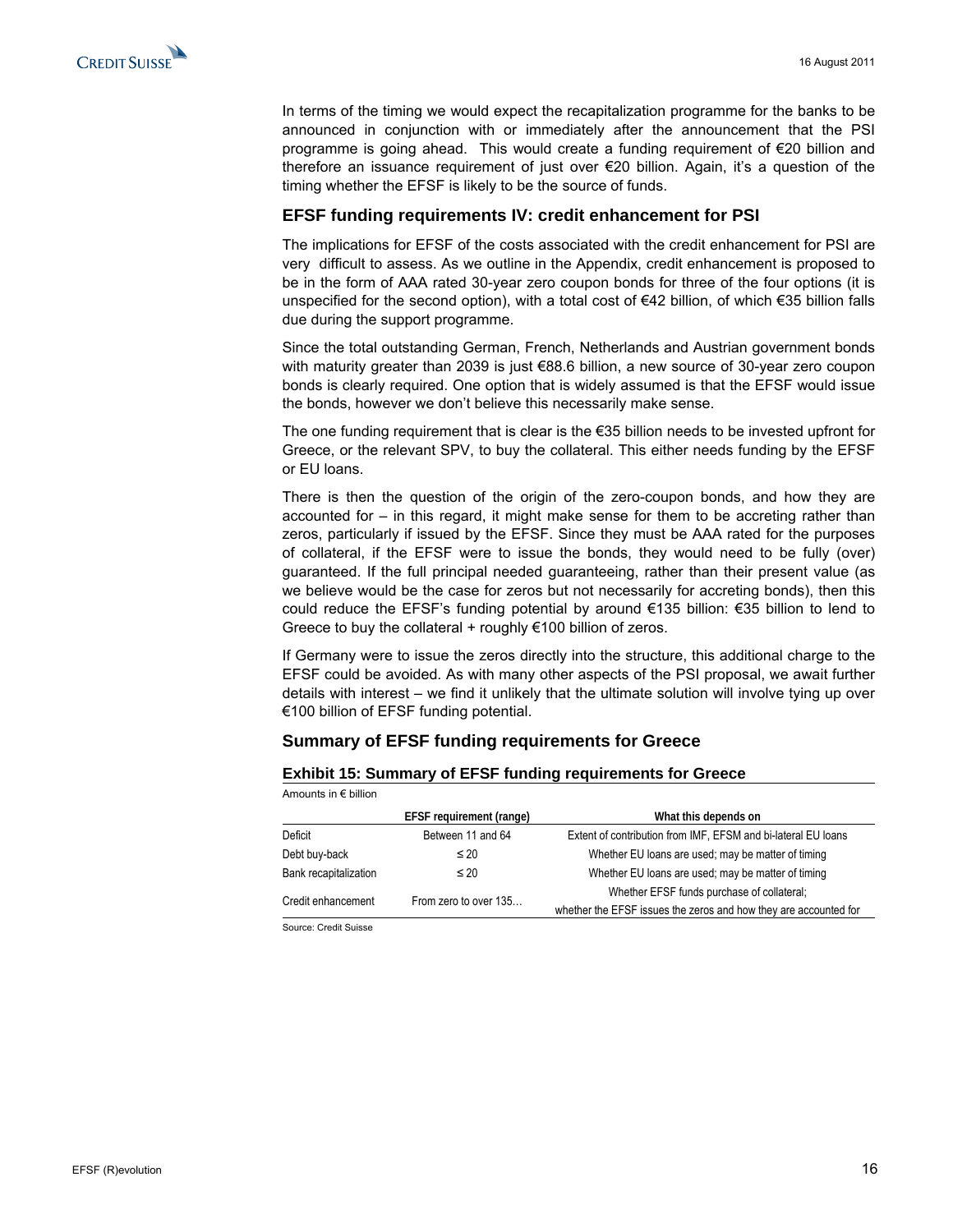In terms of the timing we would expect the recapitalization programme for the banks to be announced in conjunction with or immediately after the announcement that the PSI programme is going ahead. This would create a funding requirement of €20 billion and therefore an issuance requirement of just over €20 billion. Again, it's a question of the timing whether the EFSF is likely to be the source of funds.

## EFSF funding requirements IV: credit enhancement for PSI

The implications for EFSF of the costs associated with the credit enhancement for PSI are very difficult to assess. As we outline in the Appendix, credit enhancement is proposed to be in the form of AAA rated 30-year zero coupon bonds for three of the four options (it is unspecified for the second option), with a total cost of €42 billion, of which €35 billion falls due during the support programme.

Since the total outstanding German, French, Netherlands and Austrian government bonds with maturity greater than 2039 is just €88.6 billion, a new source of 30-year zero coupon bonds is clearly required. One option that is widely assumed is that the EFSF would issue the bonds, however we don't believe this necessarily make sense.

The one funding requirement that is clear is the €35 billion needs to be invested upfront for Greece, or the relevant SPV, to buy the collateral. This either needs funding by the EFSF or EU loans.

There is then the question of the origin of the zero-coupon bonds, and how they are accounted for – in this regard, it might make sense for them to be accreting rather than zeros, particularly if issued by the EFSF. Since they must be AAA rated for the purposes of collateral, if the EFSF were to issue the bonds, they would need to be fully (over) guaranteed. If the full principal needed guaranteeing, rather than their present value (as we believe would be the case for zeros but not necessarily for accreting bonds), then this could reduce the EFSF's funding potential by around €135 billion: €35 billion to lend to Greece to buy the collateral + roughly €100 billion of zeros.

If Germany were to issue the zeros directly into the structure, this additional charge to the EFSF could be avoided. As with many other aspects of the PSI proposal, we await further details with interest – we find it unlikely that the ultimate solution will involve tying up over €100 billion of EFSF funding potential.

## Summary of EFSF funding requirements for Greece

**Exhibit 15: Summary of EFSF funding requirements for Greece**

Amounts in € billion

| | EFSF requirement (range) | What this depends on |
|---|---|---|
| Deficit | Between 11 and 64 | Extent of contribution from IMF, EFSM and bi-lateral EU loans |
| Debt buy-back | ≤ 20 | Whether EU loans are used; may be matter of timing |
| Bank recapitalization | ≤ 20 | Whether EU loans are used; may be matter of timing |
| Credit enhancement | From zero to over 135… | Whether EFSF funds purchase of collateral; whether the EFSF issues the zeros and how they are accounted for |

Source: Credit Suisse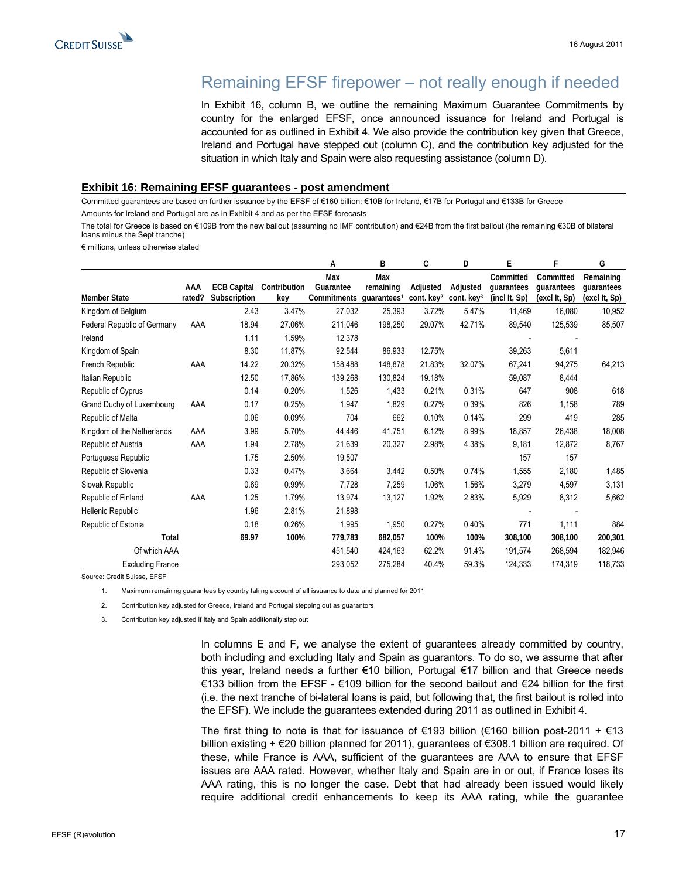# Remaining EFSF firepower – not really enough if needed

In Exhibit 16, column B, we outline the remaining Maximum Guarantee Commitments by country for the enlarged EFSF, once announced issuance for Ireland and Portugal is accounted for as outlined in Exhibit 4. We also provide the contribution key given that Greece, Ireland and Portugal have stepped out (column C), and the contribution key adjusted for the situation in which Italy and Spain were also requesting assistance (column D).

**Exhibit 16: Remaining EFSF guarantees - post amendment**

Committed guarantees are based on further issuance by the EFSF of €160 billion: €10B for Ireland, €17B for Portugal and €133B for Greece

Amounts for Ireland and Portugal are as in Exhibit 4 and as per the EFSF forecasts

The total for Greece is based on €109B from the new bailout (assuming no IMF contribution) and €24B from the first bailout (the remaining €30B of bilateral loans minus the Sept tranche)

€ millions, unless otherwise stated

| | | | | A | B | C | D | E | F | G |
|---|---|---|---|---|---|---|---|---|---|---|
| Member State | AAA rated? | ECB Capital Subscription | Contribution key | Max Guarantee Commitments | Max remaining guarantees[1] | Adjusted cont. key[2] | Adjusted cont. key[3] | Committed guarantees (incl It, Sp) | Committed guarantees (excl It, Sp) | Remaining guarantees (excl It, Sp) |
| Kingdom of Belgium | | 2.43 | 3.47% | 27,032 | 25,393 | 3.72% | 5.47% | 11,469 | 16,080 | 10,952 |
| Federal Republic of Germany | AAA | 18.94 | 27.06% | 211,046 | 198,250 | 29.07% | 42.71% | 89,540 | 125,539 | 85,507 |
| Ireland | | 1.11 | 1.59% | 12,378 | | | | - | - | |
| Kingdom of Spain | | 8.30 | 11.87% | 92,544 | 86,933 | 12.75% | | 39,263 | 5,611 | |
| French Republic | AAA | 14.22 | 20.32% | 158,488 | 148,878 | 21.83% | 32.07% | 67,241 | 94,275 | 64,213 |
| Italian Republic | | 12.50 | 17.86% | 139,268 | 130,824 | 19.18% | | 59,087 | 8,444 | |
| Republic of Cyprus | | 0.14 | 0.20% | 1,526 | 1,433 | 0.21% | 0.31% | 647 | 908 | 618 |
| Grand Duchy of Luxembourg | AAA | 0.17 | 0.25% | 1,947 | 1,829 | 0.27% | 0.39% | 826 | 1,158 | 789 |
| Republic of Malta | | 0.06 | 0.09% | 704 | 662 | 0.10% | 0.14% | 299 | 419 | 285 |
| Kingdom of the Netherlands | AAA | 3.99 | 5.70% | 44,446 | 41,751 | 6.12% | 8.99% | 18,857 | 26,438 | 18,008 |
| Republic of Austria | AAA | 1.94 | 2.78% | 21,639 | 20,327 | 2.98% | 4.38% | 9,181 | 12,872 | 8,767 |
| Portuguese Republic | | 1.75 | 2.50% | 19,507 | | | | 157 | 157 | |
| Republic of Slovenia | | 0.33 | 0.47% | 3,664 | 3,442 | 0.50% | 0.74% | 1,555 | 2,180 | 1,485 |
| Slovak Republic | | 0.69 | 0.99% | 7,728 | 7,259 | 1.06% | 1.56% | 3,279 | 4,597 | 3,131 |
| Republic of Finland | AAA | 1.25 | 1.79% | 13,974 | 13,127 | 1.92% | 2.83% | 5,929 | 8,312 | 5,662 |
| Hellenic Republic | | 1.96 | 2.81% | 21,898 | | | | - | - | |
| Republic of Estonia | | 0.18 | 0.26% | 1,995 | 1,950 | 0.27% | 0.40% | 771 | 1,111 | 884 |
| **Total** | | **69.97** | **100%** | **779,783** | **682,057** | **100%** | **100%** | **308,100** | **308,100** | **200,301** |
| Of which AAA | | | | 451,540 | 424,163 | 62.2% | 91.4% | 191,574 | 268,594 | 182,946 |
| Excluding France | | | | 293,052 | 275,284 | 40.4% | 59.3% | 124,333 | 174,319 | 118,733 |

Source: Credit Suisse, EFSF

1. Maximum remaining guarantees by country taking account of all issuance to date and planned for 2011
2. Contribution key adjusted for Greece, Ireland and Portugal stepping out as guarantors
3. Contribution key adjusted if Italy and Spain additionally step out

In columns E and F, we analyse the extent of guarantees already committed by country, both including and excluding Italy and Spain as guarantors. To do so, we assume that after this year, Ireland needs a further €10 billion, Portugal €17 billion and that Greece needs €133 billion from the EFSF - €109 billion for the second bailout and €24 billion for the first (i.e. the next tranche of bi-lateral loans is paid, but following that, the first bailout is rolled into the EFSF). We include the guarantees extended during 2011 as outlined in Exhibit 4.

The first thing to note is that for issuance of €193 billion (€160 billion post-2011 + €13 billion existing + €20 billion planned for 2011), guarantees of €308.1 billion are required. Of these, while France is AAA, sufficient of the guarantees are AAA to ensure that EFSF issues are AAA rated. However, whether Italy and Spain are in or out, if France loses its AAA rating, this is no longer the case. Debt that had already been issued would likely require additional credit enhancements to keep its AAA rating, while the guarantee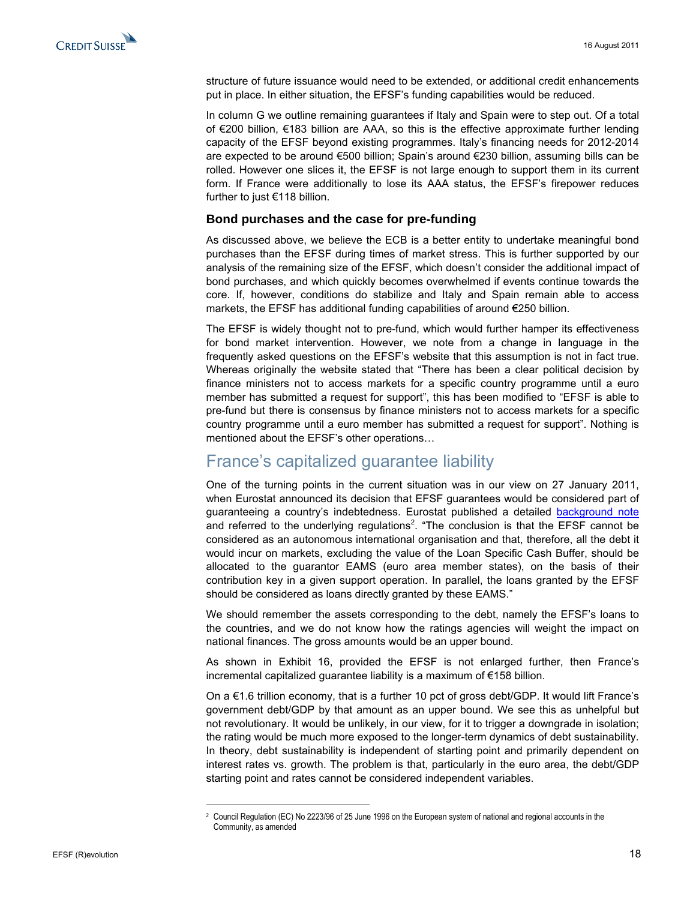structure of future issuance would need to be extended, or additional credit enhancements put in place. In either situation, the EFSF's funding capabilities would be reduced.

In column G we outline remaining guarantees if Italy and Spain were to step out. Of a total of €200 billion, €183 billion are AAA, so this is the effective approximate further lending capacity of the EFSF beyond existing programmes. Italy's financing needs for 2012-2014 are expected to be around €500 billion; Spain's around €230 billion, assuming bills can be rolled. However one slices it, the EFSF is not large enough to support them in its current form. If France were additionally to lose its AAA status, the EFSF's firepower reduces further to just €118 billion.

### Bond purchases and the case for pre-funding

As discussed above, we believe the ECB is a better entity to undertake meaningful bond purchases than the EFSF during times of market stress. This is further supported by our analysis of the remaining size of the EFSF, which doesn't consider the additional impact of bond purchases, and which quickly becomes overwhelmed if events continue towards the core. If, however, conditions do stabilize and Italy and Spain remain able to access markets, the EFSF has additional funding capabilities of around €250 billion.

The EFSF is widely thought not to pre-fund, which would further hamper its effectiveness for bond market intervention. However, we note from a change in language in the frequently asked questions on the EFSF's website that this assumption is not in fact true. Whereas originally the website stated that "There has been a clear political decision by finance ministers not to access markets for a specific country programme until a euro member has submitted a request for support", this has been modified to "EFSF is able to pre-fund but there is consensus by finance ministers not to access markets for a specific country programme until a euro member has submitted a request for support". Nothing is mentioned about the EFSF's other operations…

## France's capitalized guarantee liability

One of the turning points in the current situation was in our view on 27 January 2011, when Eurostat announced its decision that EFSF guarantees would be considered part of guaranteeing a country's indebtedness. Eurostat published a detailed background note and referred to the underlying regulations[2]. "The conclusion is that the EFSF cannot be considered as an autonomous international organisation and that, therefore, all the debt it would incur on markets, excluding the value of the Loan Specific Cash Buffer, should be allocated to the guarantor EAMS (euro area member states), on the basis of their contribution key in a given support operation. In parallel, the loans granted by the EFSF should be considered as loans directly granted by these EAMS."

We should remember the assets corresponding to the debt, namely the EFSF's loans to the countries, and we do not know how the ratings agencies will weight the impact on national finances. The gross amounts would be an upper bound.

As shown in Exhibit 16, provided the EFSF is not enlarged further, then France's incremental capitalized guarantee liability is a maximum of €158 billion.

On a €1.6 trillion economy, that is a further 10 pct of gross debt/GDP. It would lift France's government debt/GDP by that amount as an upper bound. We see this as unhelpful but not revolutionary. It would be unlikely, in our view, for it to trigger a downgrade in isolation; the rating would be much more exposed to the longer-term dynamics of debt sustainability. In theory, debt sustainability is independent of starting point and primarily dependent on interest rates vs. growth. The problem is that, particularly in the euro area, the debt/GDP starting point and rates cannot be considered independent variables.

[2] Council Regulation (EC) No 2223/96 of 25 June 1996 on the European system of national and regional accounts in the Community, as amended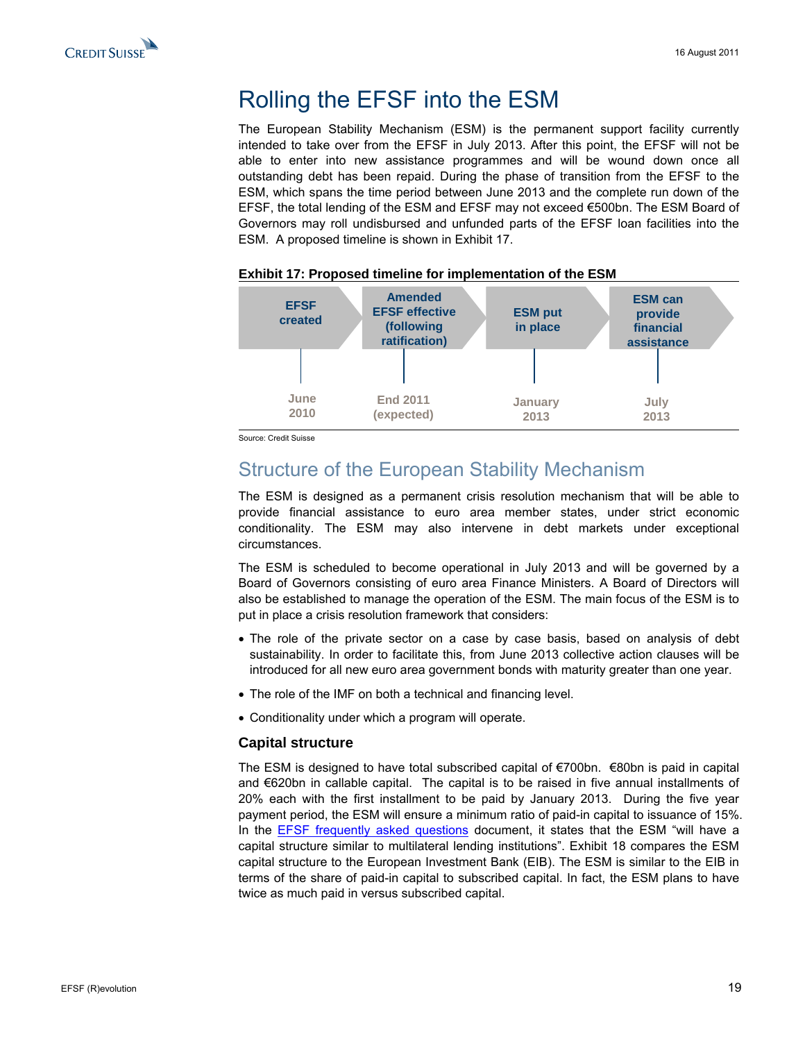# Rolling the EFSF into the ESM

The European Stability Mechanism (ESM) is the permanent support facility currently intended to take over from the EFSF in July 2013. After this point, the EFSF will not be able to enter into new assistance programmes and will be wound down once all outstanding debt has been repaid. During the phase of transition from the EFSF to the ESM, which spans the time period between June 2013 and the complete run down of the EFSF, the total lending of the ESM and EFSF may not exceed €500bn. The ESM Board of Governors may roll undisbursed and unfunded parts of the EFSF loan facilities into the ESM. A proposed timeline is shown in Exhibit 17.

**Exhibit 17: Proposed timeline for implementation of the ESM**

| EFSF created | Amended EFSF effective (following ratification) | ESM put in place | ESM can provide financial assistance |
|---|---|---|---|
| June 2010 | End 2011 (expected) | January 2013 | July 2013 |

Source: Credit Suisse

## Structure of the European Stability Mechanism

The ESM is designed as a permanent crisis resolution mechanism that will be able to provide financial assistance to euro area member states, under strict economic conditionality. The ESM may also intervene in debt markets under exceptional circumstances.

The ESM is scheduled to become operational in July 2013 and will be governed by a Board of Governors consisting of euro area Finance Ministers. A Board of Directors will also be established to manage the operation of the ESM. The main focus of the ESM is to put in place a crisis resolution framework that considers:

- The role of the private sector on a case by case basis, based on analysis of debt sustainability. In order to facilitate this, from June 2013 collective action clauses will be introduced for all new euro area government bonds with maturity greater than one year.
- The role of the IMF on both a technical and financing level.
- Conditionality under which a program will operate.

### Capital structure

The ESM is designed to have total subscribed capital of €700bn. €80bn is paid in capital and €620bn in callable capital. The capital is to be raised in five annual installments of 20% each with the first installment to be paid by January 2013. During the five year payment period, the ESM will ensure a minimum ratio of paid-in capital to issuance of 15%. In the EFSF frequently asked questions document, it states that the ESM "will have a capital structure similar to multilateral lending institutions". Exhibit 18 compares the ESM capital structure to the European Investment Bank (EIB). The ESM is similar to the EIB in terms of the share of paid-in capital to subscribed capital. In fact, the ESM plans to have twice as much paid in versus subscribed capital.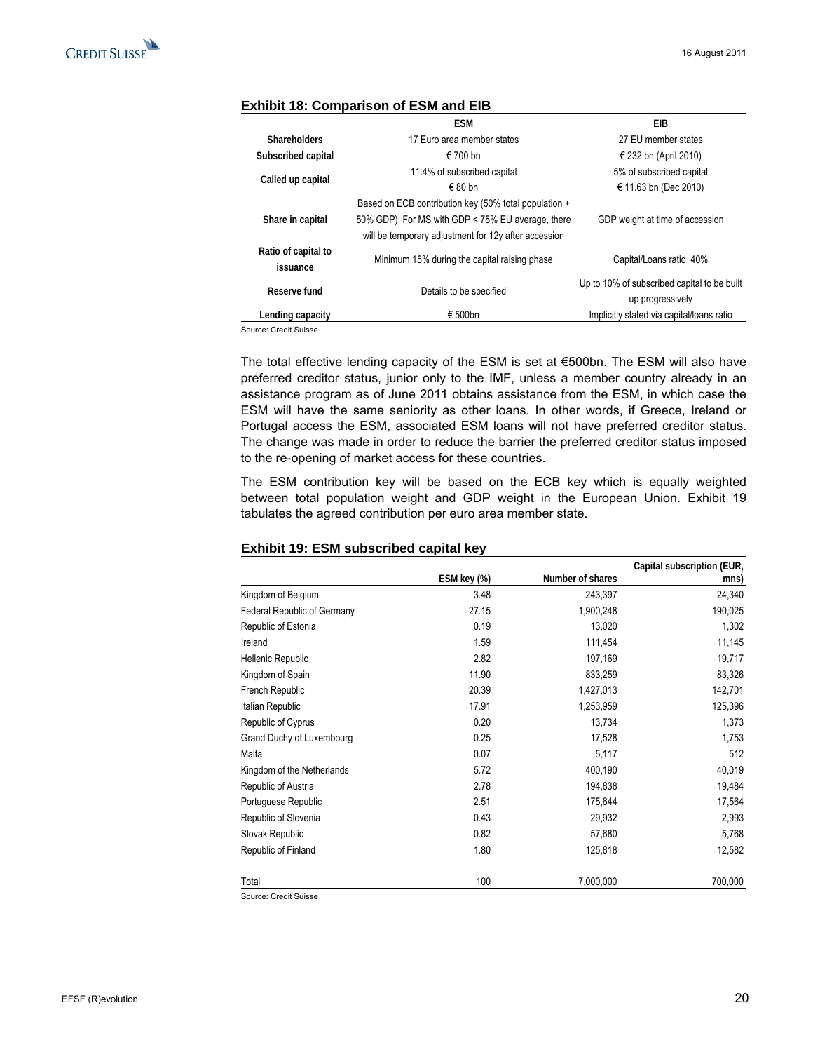**Exhibit 18: Comparison of ESM and EIB**

| | ESM | EIB |
|---|---|---|
| **Shareholders** | 17 Euro area member states | 27 EU member states |
| **Subscribed capital** | € 700 bn | € 232 bn (April 2010) |
| **Called up capital** | 11.4% of subscribed capital<br>€ 80 bn | 5% of subscribed capital<br>€ 11.63 bn (Dec 2010) |
| **Share in capital** | Based on ECB contribution key (50% total population + 50% GDP). For MS with GDP < 75% EU average, there will be temporary adjustment for 12y after accession | GDP weight at time of accession |
| **Ratio of capital to issuance** | Minimum 15% during the capital raising phase | Capital/Loans ratio 40% |
| **Reserve fund** | Details to be specified | Up to 10% of subscribed capital to be built up progressively |
| **Lending capacity** | € 500bn | Implicitly stated via capital/loans ratio |

Source: Credit Suisse

The total effective lending capacity of the ESM is set at €500bn. The ESM will also have preferred creditor status, junior only to the IMF, unless a member country already in an assistance program as of June 2011 obtains assistance from the ESM, in which case the ESM will have the same seniority as other loans. In other words, if Greece, Ireland or Portugal access the ESM, associated ESM loans will not have preferred creditor status. The change was made in order to reduce the barrier the preferred creditor status imposed to the re-opening of market access for these countries.

The ESM contribution key will be based on the ECB key which is equally weighted between total population weight and GDP weight in the European Union. Exhibit 19 tabulates the agreed contribution per euro area member state.

**Exhibit 19: ESM subscribed capital key**

| | ESM key (%) | Number of shares | Capital subscription (EUR, mns) |
|---|---|---|---|
| Kingdom of Belgium | 3.48 | 243,397 | 24,340 |
| Federal Republic of Germany | 27.15 | 1,900,248 | 190,025 |
| Republic of Estonia | 0.19 | 13,020 | 1,302 |
| Ireland | 1.59 | 111,454 | 11,145 |
| Hellenic Republic | 2.82 | 197,169 | 19,717 |
| Kingdom of Spain | 11.90 | 833,259 | 83,326 |
| French Republic | 20.39 | 1,427,013 | 142,701 |
| Italian Republic | 17.91 | 1,253,959 | 125,396 |
| Republic of Cyprus | 0.20 | 13,734 | 1,373 |
| Grand Duchy of Luxembourg | 0.25 | 17,528 | 1,753 |
| Malta | 0.07 | 5,117 | 512 |
| Kingdom of the Netherlands | 5.72 | 400,190 | 40,019 |
| Republic of Austria | 2.78 | 194,838 | 19,484 |
| Portuguese Republic | 2.51 | 175,644 | 17,564 |
| Republic of Slovenia | 0.43 | 29,932 | 2,993 |
| Slovak Republic | 0.82 | 57,680 | 5,768 |
| Republic of Finland | 1.80 | 125,818 | 12,582 |
| Total | 100 | 7,000,000 | 700,000 |

Source: Credit Suisse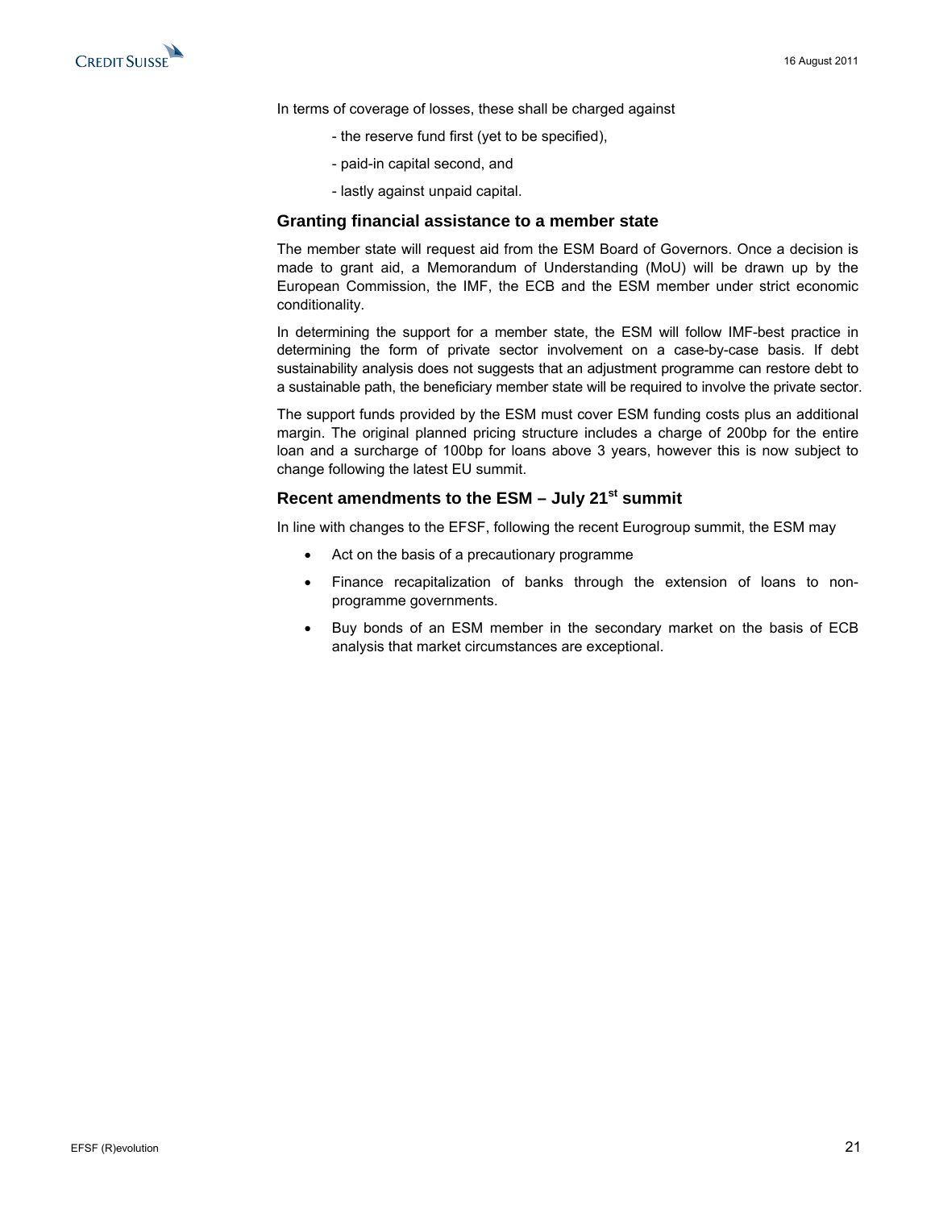In terms of coverage of losses, these shall be charged against

- the reserve fund first (yet to be specified),

- paid-in capital second, and

- lastly against unpaid capital.

## Granting financial assistance to a member state

The member state will request aid from the ESM Board of Governors. Once a decision is made to grant aid, a Memorandum of Understanding (MoU) will be drawn up by the European Commission, the IMF, the ECB and the ESM member under strict economic conditionality.

In determining the support for a member state, the ESM will follow IMF-best practice in determining the form of private sector involvement on a case-by-case basis. If debt sustainability analysis does not suggests that an adjustment programme can restore debt to a sustainable path, the beneficiary member state will be required to involve the private sector.

The support funds provided by the ESM must cover ESM funding costs plus an additional margin. The original planned pricing structure includes a charge of 200bp for the entire loan and a surcharge of 100bp for loans above 3 years, however this is now subject to change following the latest EU summit.

## Recent amendments to the ESM – July 21st summit

In line with changes to the EFSF, following the recent Eurogroup summit, the ESM may

- Act on the basis of a precautionary programme
- Finance recapitalization of banks through the extension of loans to non-programme governments.
- Buy bonds of an ESM member in the secondary market on the basis of ECB analysis that market circumstances are exceptional.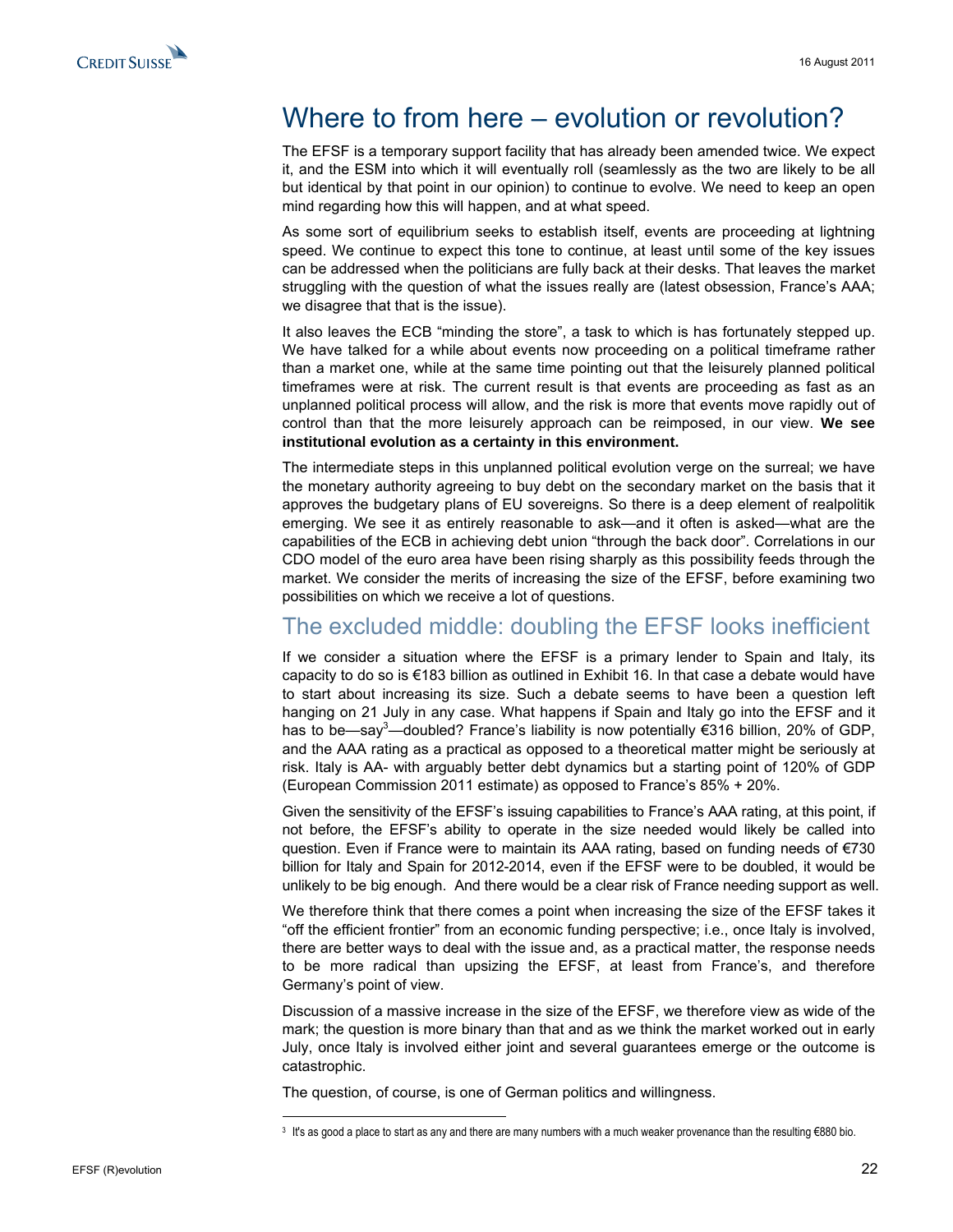# Where to from here – evolution or revolution?

The EFSF is a temporary support facility that has already been amended twice. We expect it, and the ESM into which it will eventually roll (seamlessly as the two are likely to be all but identical by that point in our opinion) to continue to evolve. We need to keep an open mind regarding how this will happen, and at what speed.

As some sort of equilibrium seeks to establish itself, events are proceeding at lightning speed. We continue to expect this tone to continue, at least until some of the key issues can be addressed when the politicians are fully back at their desks. That leaves the market struggling with the question of what the issues really are (latest obsession, France's AAA; we disagree that that is the issue).

It also leaves the ECB "minding the store", a task to which is has fortunately stepped up. We have talked for a while about events now proceeding on a political timeframe rather than a market one, while at the same time pointing out that the leisurely planned political timeframes were at risk. The current result is that events are proceeding as fast as an unplanned political process will allow, and the risk is more that events move rapidly out of control than that the more leisurely approach can be reimposed, in our view. **We see institutional evolution as a certainty in this environment.**

The intermediate steps in this unplanned political evolution verge on the surreal; we have the monetary authority agreeing to buy debt on the secondary market on the basis that it approves the budgetary plans of EU sovereigns. So there is a deep element of realpolitik emerging. We see it as entirely reasonable to ask—and it often is asked—what are the capabilities of the ECB in achieving debt union "through the back door". Correlations in our CDO model of the euro area have been rising sharply as this possibility feeds through the market. We consider the merits of increasing the size of the EFSF, before examining two possibilities on which we receive a lot of questions.

## The excluded middle: doubling the EFSF looks inefficient

If we consider a situation where the EFSF is a primary lender to Spain and Italy, its capacity to do so is €183 billion as outlined in Exhibit 16. In that case a debate would have to start about increasing its size. Such a debate seems to have been a question left hanging on 21 July in any case. What happens if Spain and Italy go into the EFSF and it has to be—say[3]—doubled? France's liability is now potentially €316 billion, 20% of GDP, and the AAA rating as a practical as opposed to a theoretical matter might be seriously at risk. Italy is AA- with arguably better debt dynamics but a starting point of 120% of GDP (European Commission 2011 estimate) as opposed to France's 85% + 20%.

Given the sensitivity of the EFSF's issuing capabilities to France's AAA rating, at this point, if not before, the EFSF's ability to operate in the size needed would likely be called into question. Even if France were to maintain its AAA rating, based on funding needs of €730 billion for Italy and Spain for 2012-2014, even if the EFSF were to be doubled, it would be unlikely to be big enough. And there would be a clear risk of France needing support as well.

We therefore think that there comes a point when increasing the size of the EFSF takes it "off the efficient frontier" from an economic funding perspective; i.e., once Italy is involved, there are better ways to deal with the issue and, as a practical matter, the response needs to be more radical than upsizing the EFSF, at least from France's, and therefore Germany's point of view.

Discussion of a massive increase in the size of the EFSF, we therefore view as wide of the mark; the question is more binary than that and as we think the market worked out in early July, once Italy is involved either joint and several guarantees emerge or the outcome is catastrophic.

The question, of course, is one of German politics and willingness.

[3] It's as good a place to start as any and there are many numbers with a much weaker provenance than the resulting €880 bio.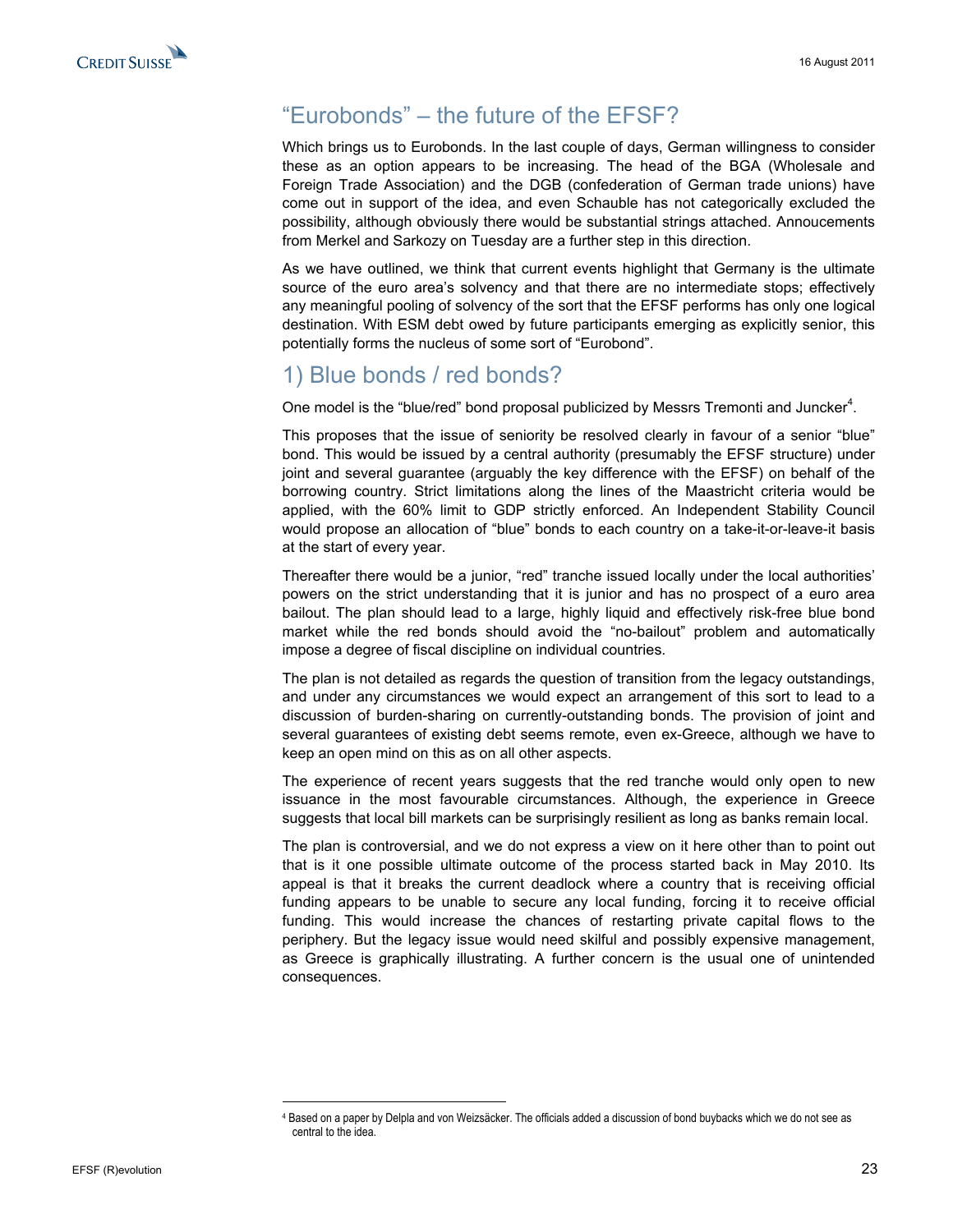## "Eurobonds" – the future of the EFSF?

Which brings us to Eurobonds. In the last couple of days, German willingness to consider these as an option appears to be increasing. The head of the BGA (Wholesale and Foreign Trade Association) and the DGB (confederation of German trade unions) have come out in support of the idea, and even Schauble has not categorically excluded the possibility, although obviously there would be substantial strings attached. Annoucements from Merkel and Sarkozy on Tuesday are a further step in this direction.

As we have outlined, we think that current events highlight that Germany is the ultimate source of the euro area's solvency and that there are no intermediate stops; effectively any meaningful pooling of solvency of the sort that the EFSF performs has only one logical destination. With ESM debt owed by future participants emerging as explicitly senior, this potentially forms the nucleus of some sort of "Eurobond".

## 1) Blue bonds / red bonds?

One model is the "blue/red" bond proposal publicized by Messrs Tremonti and Juncker[4].

This proposes that the issue of seniority be resolved clearly in favour of a senior "blue" bond. This would be issued by a central authority (presumably the EFSF structure) under joint and several guarantee (arguably the key difference with the EFSF) on behalf of the borrowing country. Strict limitations along the lines of the Maastricht criteria would be applied, with the 60% limit to GDP strictly enforced. An Independent Stability Council would propose an allocation of "blue" bonds to each country on a take-it-or-leave-it basis at the start of every year.

Thereafter there would be a junior, "red" tranche issued locally under the local authorities' powers on the strict understanding that it is junior and has no prospect of a euro area bailout. The plan should lead to a large, highly liquid and effectively risk-free blue bond market while the red bonds should avoid the "no-bailout" problem and automatically impose a degree of fiscal discipline on individual countries.

The plan is not detailed as regards the question of transition from the legacy outstandings, and under any circumstances we would expect an arrangement of this sort to lead to a discussion of burden-sharing on currently-outstanding bonds. The provision of joint and several guarantees of existing debt seems remote, even ex-Greece, although we have to keep an open mind on this as on all other aspects.

The experience of recent years suggests that the red tranche would only open to new issuance in the most favourable circumstances. Although, the experience in Greece suggests that local bill markets can be surprisingly resilient as long as banks remain local.

The plan is controversial, and we do not express a view on it here other than to point out that is it one possible ultimate outcome of the process started back in May 2010. Its appeal is that it breaks the current deadlock where a country that is receiving official funding appears to be unable to secure any local funding, forcing it to receive official funding. This would increase the chances of restarting private capital flows to the periphery. But the legacy issue would need skilful and possibly expensive management, as Greece is graphically illustrating. A further concern is the usual one of unintended consequences.

---

[4] Based on a paper by Delpla and von Weizsäcker. The officials added a discussion of bond buybacks which we do not see as central to the idea.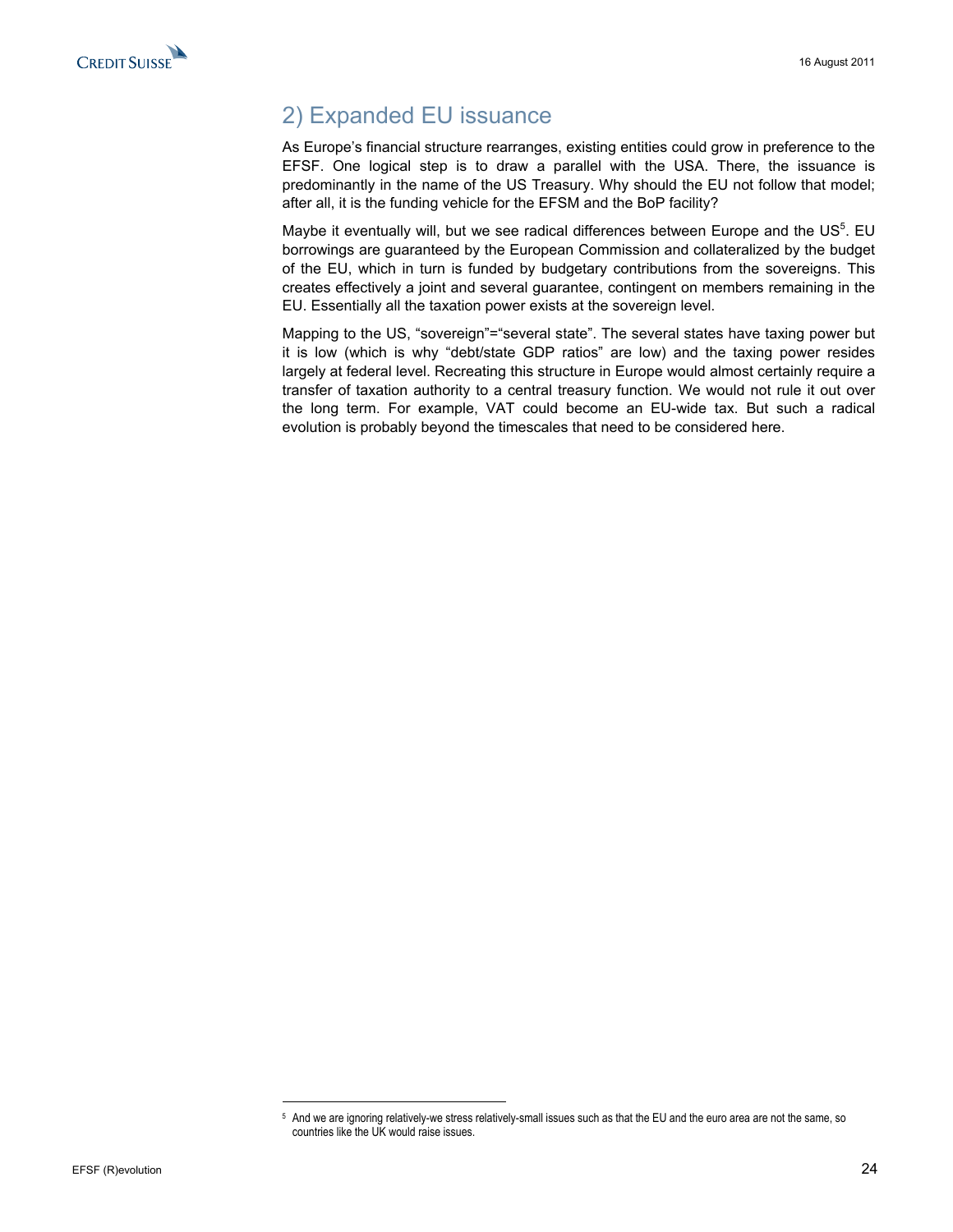## 2) Expanded EU issuance

As Europe's financial structure rearranges, existing entities could grow in preference to the EFSF. One logical step is to draw a parallel with the USA. There, the issuance is predominantly in the name of the US Treasury. Why should the EU not follow that model; after all, it is the funding vehicle for the EFSM and the BoP facility?

Maybe it eventually will, but we see radical differences between Europe and the US[5]. EU borrowings are guaranteed by the European Commission and collateralized by the budget of the EU, which in turn is funded by budgetary contributions from the sovereigns. This creates effectively a joint and several guarantee, contingent on members remaining in the EU. Essentially all the taxation power exists at the sovereign level.

Mapping to the US, "sovereign"="several state". The several states have taxing power but it is low (which is why "debt/state GDP ratios" are low) and the taxing power resides largely at federal level. Recreating this structure in Europe would almost certainly require a transfer of taxation authority to a central treasury function. We would not rule it out over the long term. For example, VAT could become an EU-wide tax. But such a radical evolution is probably beyond the timescales that need to be considered here.

---

[5] And we are ignoring relatively-we stress relatively-small issues such as that the EU and the euro area are not the same, so countries like the UK would raise issues.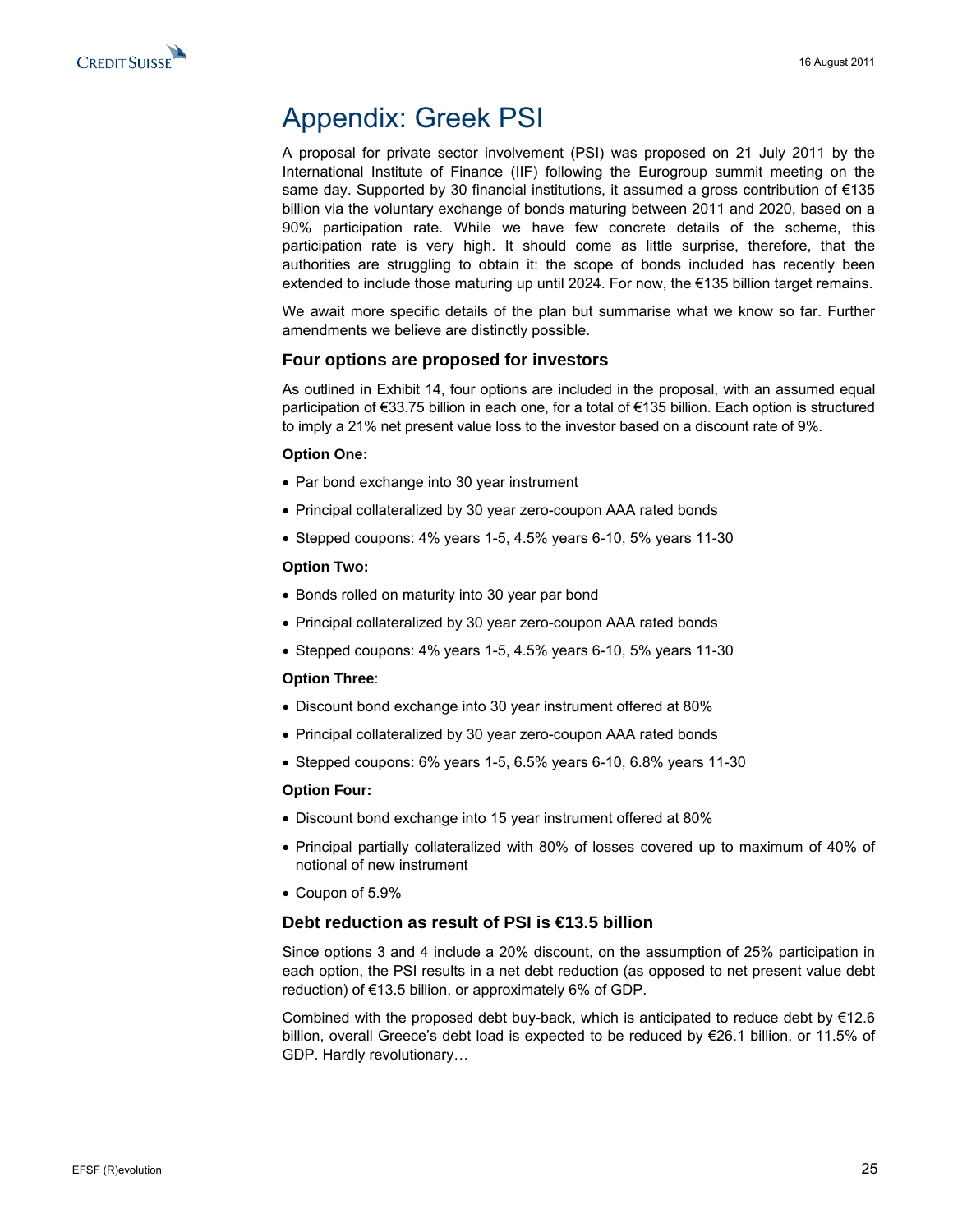# Appendix: Greek PSI

A proposal for private sector involvement (PSI) was proposed on 21 July 2011 by the International Institute of Finance (IIF) following the Eurogroup summit meeting on the same day. Supported by 30 financial institutions, it assumed a gross contribution of €135 billion via the voluntary exchange of bonds maturing between 2011 and 2020, based on a 90% participation rate. While we have few concrete details of the scheme, this participation rate is very high. It should come as little surprise, therefore, that the authorities are struggling to obtain it: the scope of bonds included has recently been extended to include those maturing up until 2024. For now, the €135 billion target remains.

We await more specific details of the plan but summarise what we know so far. Further amendments we believe are distinctly possible.

## Four options are proposed for investors

As outlined in Exhibit 14, four options are included in the proposal, with an assumed equal participation of €33.75 billion in each one, for a total of €135 billion. Each option is structured to imply a 21% net present value loss to the investor based on a discount rate of 9%.

**Option One:**

- Par bond exchange into 30 year instrument
- Principal collateralized by 30 year zero-coupon AAA rated bonds
- Stepped coupons: 4% years 1-5, 4.5% years 6-10, 5% years 11-30

**Option Two:**

- Bonds rolled on maturity into 30 year par bond
- Principal collateralized by 30 year zero-coupon AAA rated bonds
- Stepped coupons: 4% years 1-5, 4.5% years 6-10, 5% years 11-30

**Option Three**:

- Discount bond exchange into 30 year instrument offered at 80%
- Principal collateralized by 30 year zero-coupon AAA rated bonds
- Stepped coupons: 6% years 1-5, 6.5% years 6-10, 6.8% years 11-30

**Option Four:**

- Discount bond exchange into 15 year instrument offered at 80%
- Principal partially collateralized with 80% of losses covered up to maximum of 40% of notional of new instrument
- Coupon of 5.9%

## Debt reduction as result of PSI is €13.5 billion

Since options 3 and 4 include a 20% discount, on the assumption of 25% participation in each option, the PSI results in a net debt reduction (as opposed to net present value debt reduction) of €13.5 billion, or approximately 6% of GDP.

Combined with the proposed debt buy-back, which is anticipated to reduce debt by €12.6 billion, overall Greece's debt load is expected to be reduced by €26.1 billion, or 11.5% of GDP. Hardly revolutionary…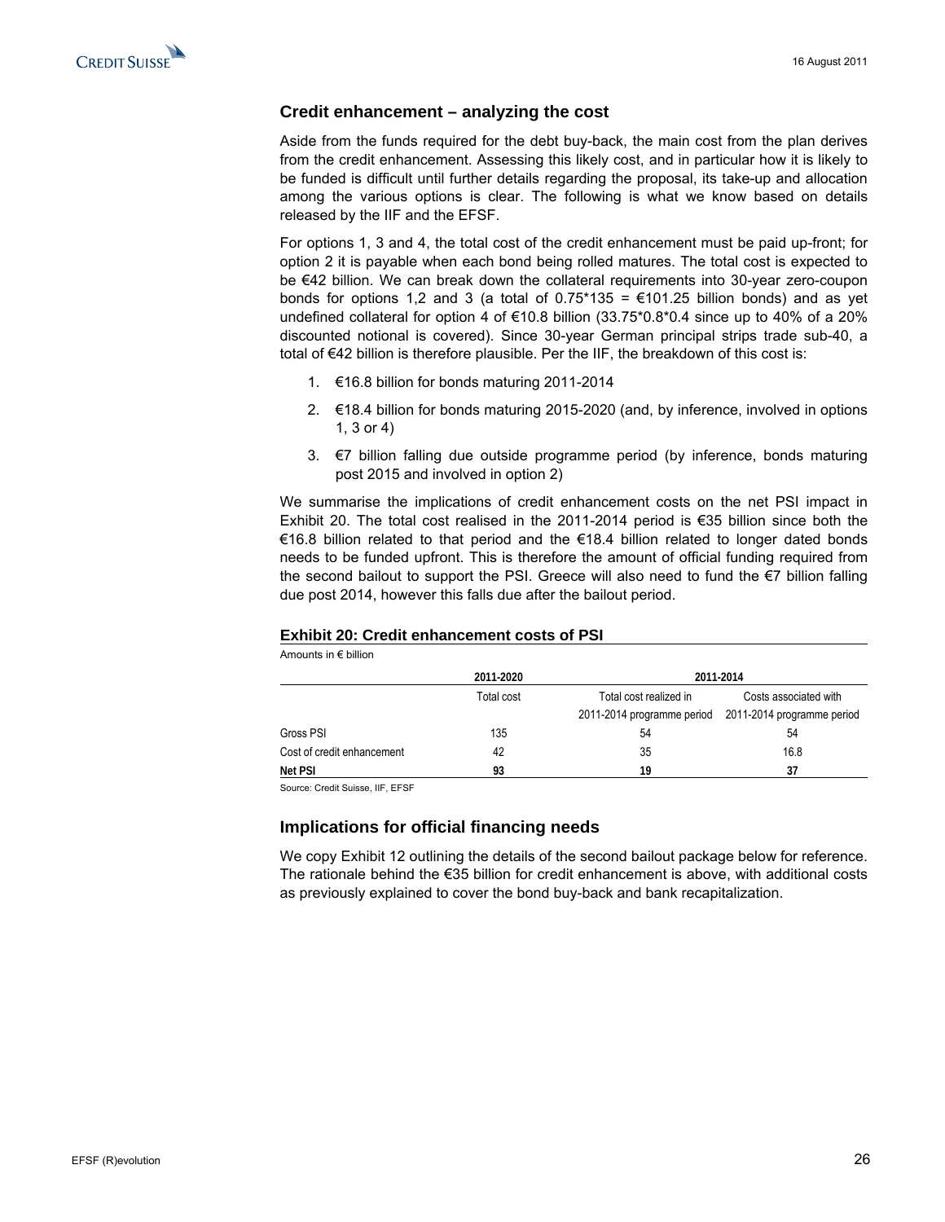## Credit enhancement – analyzing the cost

Aside from the funds required for the debt buy-back, the main cost from the plan derives from the credit enhancement. Assessing this likely cost, and in particular how it is likely to be funded is difficult until further details regarding the proposal, its take-up and allocation among the various options is clear. The following is what we know based on details released by the IIF and the EFSF.

For options 1, 3 and 4, the total cost of the credit enhancement must be paid up-front; for option 2 it is payable when each bond being rolled matures. The total cost is expected to be €42 billion. We can break down the collateral requirements into 30-year zero-coupon bonds for options 1,2 and 3 (a total of 0.75*135 = €101.25 billion bonds) and as yet undefined collateral for option 4 of €10.8 billion (33.75*0.8*0.4 since up to 40% of a 20% discounted notional is covered). Since 30-year German principal strips trade sub-40, a total of €42 billion is therefore plausible. Per the IIF, the breakdown of this cost is:

1. €16.8 billion for bonds maturing 2011-2014
2. €18.4 billion for bonds maturing 2015-2020 (and, by inference, involved in options 1, 3 or 4)
3. €7 billion falling due outside programme period (by inference, bonds maturing post 2015 and involved in option 2)

We summarise the implications of credit enhancement costs on the net PSI impact in Exhibit 20. The total cost realised in the 2011-2014 period is €35 billion since both the €16.8 billion related to that period and the €18.4 billion related to longer dated bonds needs to be funded upfront. This is therefore the amount of official funding required from the second bailout to support the PSI. Greece will also need to fund the €7 billion falling due post 2014, however this falls due after the bailout period.

**Exhibit 20: Credit enhancement costs of PSI**

Amounts in € billion

| | 2011-2020 | 2011-2014 | |
|---|---|---|---|
| | Total cost | Total cost realized in 2011-2014 programme period | Costs associated with 2011-2014 programme period |
| Gross PSI | 135 | 54 | 54 |
| Cost of credit enhancement | 42 | 35 | 16.8 |
| **Net PSI** | **93** | **19** | **37** |

Source: Credit Suisse, IIF, EFSF

## Implications for official financing needs

We copy Exhibit 12 outlining the details of the second bailout package below for reference. The rationale behind the €35 billion for credit enhancement is above, with additional costs as previously explained to cover the bond buy-back and bank recapitalization.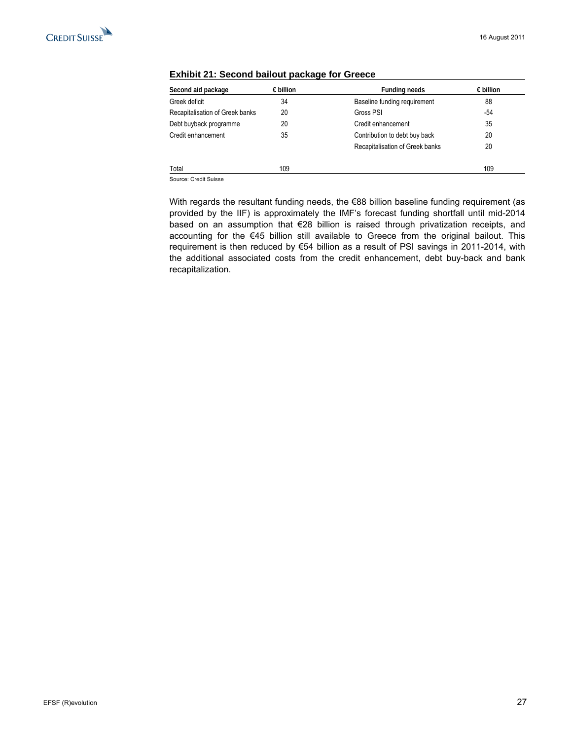**Exhibit 21: Second bailout package for Greece**

| Second aid package | € billion | Funding needs | € billion |
|---|---|---|---|
| Greek deficit | 34 | Baseline funding requirement | 88 |
| Recapitalisation of Greek banks | 20 | Gross PSI | -54 |
| Debt buyback programme | 20 | Credit enhancement | 35 |
| Credit enhancement | 35 | Contribution to debt buy back | 20 |
| | | Recapitalisation of Greek banks | 20 |
| Total | 109 | | 109 |

Source: Credit Suisse

With regards the resultant funding needs, the €88 billion baseline funding requirement (as provided by the IIF) is approximately the IMF's forecast funding shortfall until mid-2014 based on an assumption that €28 billion is raised through privatization receipts, and accounting for the €45 billion still available to Greece from the original bailout. This requirement is then reduced by €54 billion as a result of PSI savings in 2011-2014, with the additional associated costs from the credit enhancement, debt buy-back and bank recapitalization.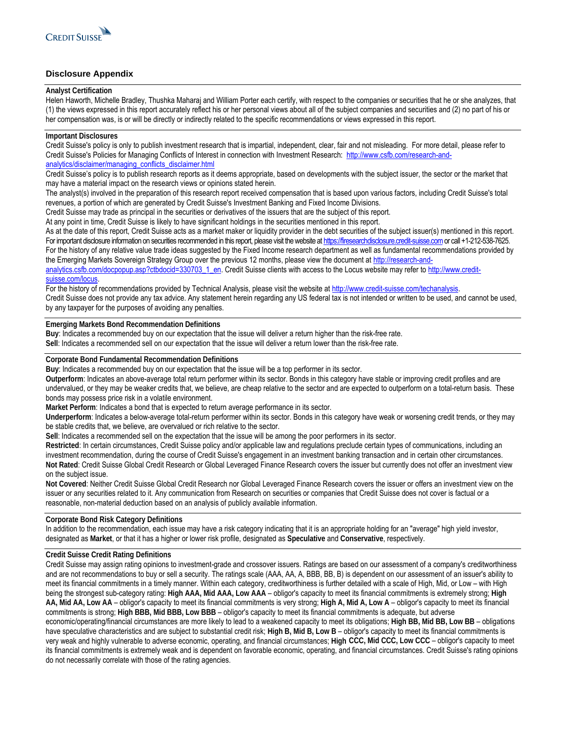CREDIT SUISSE

## Disclosure Appendix

### Analyst Certification

Helen Haworth, Michelle Bradley, Thushka Maharaj and William Porter each certify, with respect to the companies or securities that he or she analyzes, that (1) the views expressed in this report accurately reflect his or her personal views about all of the subject companies and securities and (2) no part of his or her compensation was, is or will be directly or indirectly related to the specific recommendations or views expressed in this report.

### Important Disclosures

Credit Suisse's policy is only to publish investment research that is impartial, independent, clear, fair and not misleading. For more detail, please refer to Credit Suisse's Policies for Managing Conflicts of Interest in connection with Investment Research: http://www.csfb.com/research-and-analytics/disclaimer/managing_conflicts_disclaimer.html

Credit Suisse's policy is to publish research reports as it deems appropriate, based on developments with the subject issuer, the sector or the market that may have a material impact on the research views or opinions stated herein.

The analyst(s) involved in the preparation of this research report received compensation that is based upon various factors, including Credit Suisse's total revenues, a portion of which are generated by Credit Suisse's Investment Banking and Fixed Income Divisions.

Credit Suisse may trade as principal in the securities or derivatives of the issuers that are the subject of this report.

At any point in time, Credit Suisse is likely to have significant holdings in the securities mentioned in this report.

As at the date of this report, Credit Suisse acts as a market maker or liquidity provider in the debt securities of the subject issuer(s) mentioned in this report.

For important disclosure information on securities recommended in this report, please visit the website at https://firesearchdisclosure.credit-suisse.com or call +1-212-538-7625.

For the history of any relative value trade ideas suggested by the Fixed Income research department as well as fundamental recommendations provided by the Emerging Markets Sovereign Strategy Group over the previous 12 months, please view the document at http://research-and-analytics.csfb.com/docpopup.asp?ctbdocid=330703_1_en. Credit Suisse clients with access to the Locus website may refer to http://www.credit-suisse.com/locus.

For the history of recommendations provided by Technical Analysis, please visit the website at http://www.credit-suisse.com/techanalysis.

Credit Suisse does not provide any tax advice. Any statement herein regarding any US federal tax is not intended or written to be used, and cannot be used, by any taxpayer for the purposes of avoiding any penalties.

### Emerging Markets Bond Recommendation Definitions

**Buy**: Indicates a recommended buy on our expectation that the issue will deliver a return higher than the risk-free rate.

**Sell**: Indicates a recommended sell on our expectation that the issue will deliver a return lower than the risk-free rate.

### Corporate Bond Fundamental Recommendation Definitions

**Buy**: Indicates a recommended buy on our expectation that the issue will be a top performer in its sector.

**Outperform**: Indicates an above-average total return performer within its sector. Bonds in this category have stable or improving credit profiles and are undervalued, or they may be weaker credits that, we believe, are cheap relative to the sector and are expected to outperform on a total-return basis. These bonds may possess price risk in a volatile environment.

**Market Perform**: Indicates a bond that is expected to return average performance in its sector.

**Underperform**: Indicates a below-average total-return performer within its sector. Bonds in this category have weak or worsening credit trends, or they may be stable credits that, we believe, are overvalued or rich relative to the sector.

**Sell**: Indicates a recommended sell on the expectation that the issue will be among the poor performers in its sector.

**Restricted**: In certain circumstances, Credit Suisse policy and/or applicable law and regulations preclude certain types of communications, including an investment recommendation, during the course of Credit Suisse's engagement in an investment banking transaction and in certain other circumstances.

**Not Rated**: Credit Suisse Global Credit Research or Global Leveraged Finance Research covers the issuer but currently does not offer an investment view on the subject issue.

**Not Covered**: Neither Credit Suisse Global Credit Research nor Global Leveraged Finance Research covers the issuer or offers an investment view on the issuer or any securities related to it. Any communication from Research on securities or companies that Credit Suisse does not cover is factual or a reasonable, non-material deduction based on an analysis of publicly available information.

### Corporate Bond Risk Category Definitions

In addition to the recommendation, each issue may have a risk category indicating that it is an appropriate holding for an "average" high yield investor, designated as **Market**, or that it has a higher or lower risk profile, designated as **Speculative** and **Conservative**, respectively.

### Credit Suisse Credit Rating Definitions

Credit Suisse may assign rating opinions to investment-grade and crossover issuers. Ratings are based on our assessment of a company's creditworthiness and are not recommendations to buy or sell a security. The ratings scale (AAA, AA, A, BBB, BB, B) is dependent on our assessment of an issuer's ability to meet its financial commitments in a timely manner. Within each category, creditworthiness is further detailed with a scale of High, Mid, or Low – with High being the strongest sub-category rating: **High AAA, Mid AAA, Low AAA** – obligor's capacity to meet its financial commitments is extremely strong; **High AA, Mid AA, Low AA** – obligor's capacity to meet its financial commitments is very strong; **High A, Mid A, Low A** – obligor's capacity to meet its financial commitments is strong; **High BBB, Mid BBB, Low BBB** – obligor's capacity to meet its financial commitments is adequate, but adverse economic/operating/financial circumstances are more likely to lead to a weakened capacity to meet its obligations; **High BB, Mid BB, Low BB** – obligations have speculative characteristics and are subject to substantial credit risk; **High B, Mid B, Low B** – obligor's capacity to meet its financial commitments is very weak and highly vulnerable to adverse economic, operating, and financial circumstances; **High CCC, Mid CCC, Low CCC** – obligor's capacity to meet its financial commitments is extremely weak and is dependent on favorable economic, operating, and financial circumstances. Credit Suisse's rating opinions do not necessarily correlate with those of the rating agencies.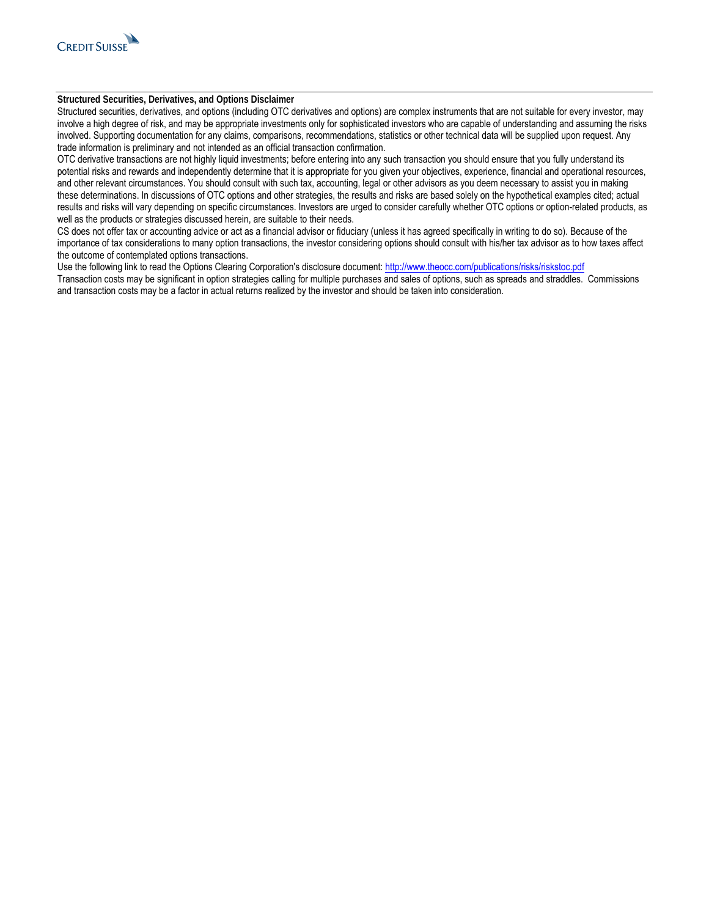**Structured Securities, Derivatives, and Options Disclaimer**

Structured securities, derivatives, and options (including OTC derivatives and options) are complex instruments that are not suitable for every investor, may involve a high degree of risk, and may be appropriate investments only for sophisticated investors who are capable of understanding and assuming the risks involved. Supporting documentation for any claims, comparisons, recommendations, statistics or other technical data will be supplied upon request. Any trade information is preliminary and not intended as an official transaction confirmation.

OTC derivative transactions are not highly liquid investments; before entering into any such transaction you should ensure that you fully understand its potential risks and rewards and independently determine that it is appropriate for you given your objectives, experience, financial and operational resources, and other relevant circumstances. You should consult with such tax, accounting, legal or other advisors as you deem necessary to assist you in making these determinations. In discussions of OTC options and other strategies, the results and risks are based solely on the hypothetical examples cited; actual results and risks will vary depending on specific circumstances. Investors are urged to consider carefully whether OTC options or option-related products, as well as the products or strategies discussed herein, are suitable to their needs.

CS does not offer tax or accounting advice or act as a financial advisor or fiduciary (unless it has agreed specifically in writing to do so). Because of the importance of tax considerations to many option transactions, the investor considering options should consult with his/her tax advisor as to how taxes affect the outcome of contemplated options transactions.

Use the following link to read the Options Clearing Corporation's disclosure document: http://www.theocc.com/publications/risks/riskstoc.pdf

Transaction costs may be significant in option strategies calling for multiple purchases and sales of options, such as spreads and straddles. Commissions and transaction costs may be a factor in actual returns realized by the investor and should be taken into consideration.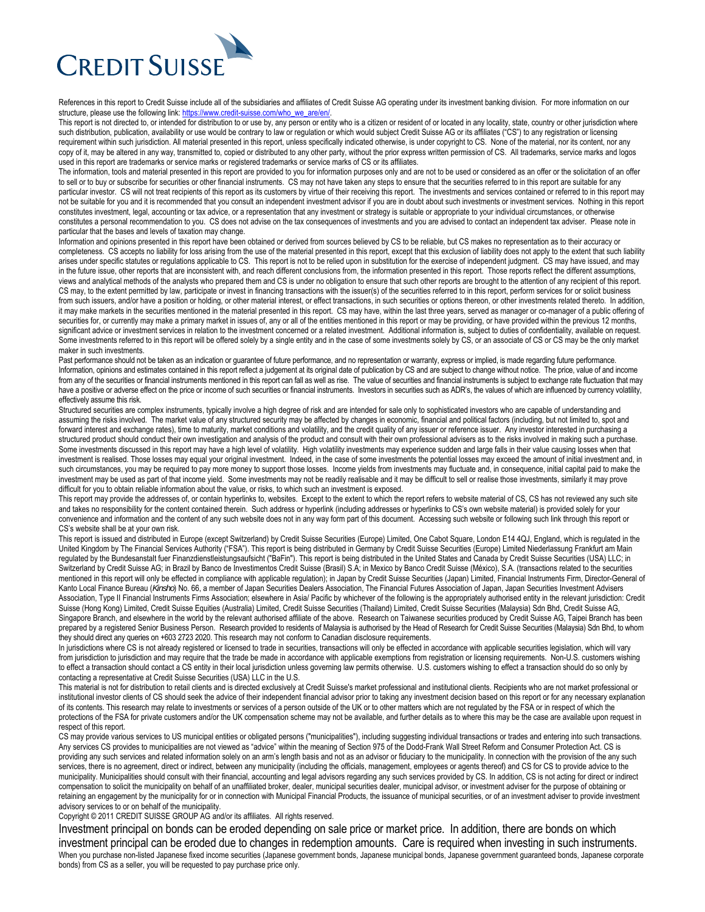# CREDIT SUISSE

References in this report to Credit Suisse include all of the subsidiaries and affiliates of Credit Suisse AG operating under its investment banking division. For more information on our structure, please use the following link: https://www.credit-suisse.com/who_we_are/en/.

This report is not directed to, or intended for distribution to or use by, any person or entity who is a citizen or resident of or located in any locality, state, country or other jurisdiction where such distribution, publication, availability or use would be contrary to law or regulation or which would subject Credit Suisse AG or its affiliates ("CS") to any registration or licensing requirement within such jurisdiction. All material presented in this report, unless specifically indicated otherwise, is under copyright to CS. None of the material, nor its content, nor any copy of it, may be altered in any way, transmitted to, copied or distributed to any other party, without the prior express written permission of CS. All trademarks, service marks and logos used in this report are trademarks or service marks or registered trademarks or service marks of CS or its affiliates.

The information, tools and material presented in this report are provided to you for information purposes only and are not to be used or considered as an offer or the solicitation of an offer to sell or to buy or subscribe for securities or other financial instruments. CS may not have taken any steps to ensure that the securities referred to in this report are suitable for any particular investor. CS will not treat recipients of this report as its customers by virtue of their receiving this report. The investments and services contained or referred to in this report may not be suitable for you and it is recommended that you consult an independent investment advisor if you are in doubt about such investments or investment services. Nothing in this report constitutes investment, legal, accounting or tax advice, or a representation that any investment or strategy is suitable or appropriate to your individual circumstances, or otherwise constitutes a personal recommendation to you. CS does not advise on the tax consequences of investments and you are advised to contact an independent tax adviser. Please note in particular that the bases and levels of taxation may change.

Information and opinions presented in this report have been obtained or derived from sources believed by CS to be reliable, but CS makes no representation as to their accuracy or completeness. CS accepts no liability for loss arising from the use of the material presented in this report, except that this exclusion of liability does not apply to the extent that such liability arises under specific statutes or regulations applicable to CS. This report is not to be relied upon in substitution for the exercise of independent judgment. CS may have issued, and may in the future issue, other reports that are inconsistent with, and reach different conclusions from, the information presented in this report. Those reports reflect the different assumptions, views and analytical methods of the analysts who prepared them and CS is under no obligation to ensure that such other reports are brought to the attention of any recipient of this report. CS may, to the extent permitted by law, participate or invest in financing transactions with the issuer(s) of the securities referred to in this report, perform services for or solicit business from such issuers, and/or have a position or holding, or other material interest, or effect transactions, in such securities or options thereon, or other investments related thereto. In addition, it may make markets in the securities mentioned in the material presented in this report. CS may have, within the last three years, served as manager or co-manager of a public offering of securities for, or currently may make a primary market in issues of, any or all of the entities mentioned in this report or may be providing, or have provided within the previous 12 months, significant advice or investment services in relation to the investment concerned or a related investment. Additional information is, subject to duties of confidentiality, available on request. Some investments referred to in this report will be offered solely by a single entity and in the case of some investments solely by CS, or an associate of CS or CS may be the only market maker in such investments.

Past performance should not be taken as an indication or guarantee of future performance, and no representation or warranty, express or implied, is made regarding future performance. Information, opinions and estimates contained in this report reflect a judgement at its original date of publication by CS and are subject to change without notice. The price, value of and income from any of the securities or financial instruments mentioned in this report can fall as well as rise. The value of securities and financial instruments is subject to exchange rate fluctuation that may have a positive or adverse effect on the price or income of such securities or financial instruments. Investors in securities such as ADR's, the values of which are influenced by currency volatility, effectively assume this risk.

Structured securities are complex instruments, typically involve a high degree of risk and are intended for sale only to sophisticated investors who are capable of understanding and assuming the risks involved. The market value of any structured security may be affected by changes in economic, financial and political factors (including, but not limited to, spot and forward interest and exchange rates), time to maturity, market conditions and volatility, and the credit quality of any issuer or reference issuer. Any investor interested in purchasing a structured product should conduct their own investigation and analysis of the product and consult with their own professional advisers as to the risks involved in making such a purchase.

Some investments discussed in this report may have a high level of volatility. High volatility investments may experience sudden and large falls in their value causing losses when that investment is realised. Those losses may equal your original investment. Indeed, in the case of some investments the potential losses may exceed the amount of initial investment and, in such circumstances, you may be required to pay more money to support those losses. Income yields from investments may fluctuate and, in consequence, initial capital paid to make the investment may be used as part of that income yield. Some investments may not be readily realisable and it may be difficult to sell or realise those investments, similarly it may prove difficult for you to obtain reliable information about the value, or risks, to which such an investment is exposed.

This report may provide the addresses of, or contain hyperlinks to, websites. Except to the extent to which the report refers to website material of CS, CS has not reviewed any such site and takes no responsibility for the content contained therein. Such address or hyperlink (including addresses or hyperlinks to CS's own website material) is provided solely for your convenience and information and the content of any such website does not in any way form part of this document. Accessing such website or following such link through this report or CS's website shall be at your own risk.

This report is issued and distributed in Europe (except Switzerland) by Credit Suisse Securities (Europe) Limited, One Cabot Square, London E14 4QJ, England, which is regulated in the United Kingdom by The Financial Services Authority ("FSA"). This report is being distributed in Germany by Credit Suisse Securities (Europe) Limited Niederlassung Frankfurt am Main regulated by the Bundesanstalt fuer Finanzdienstleistungsaufsicht ("BaFin"). This report is being distributed in the United States and Canada by Credit Suisse Securities (USA) LLC; in Switzerland by Credit Suisse AG; in Brazil by Banco de Investimentos Credit Suisse (Brasil) S.A; in Mexico by Banco Credit Suisse (México), S.A. (transactions related to the securities mentioned in this report will only be effected in compliance with applicable regulation); in Japan by Credit Suisse Securities (Japan) Limited, Financial Instruments Firm, Director-General of Kanto Local Finance Bureau (*Kinsho*) No. 66, a member of Japan Securities Dealers Association, The Financial Futures Association of Japan, Japan Securities Investment Advisers Association, Type II Financial Instruments Firms Association; elsewhere in Asia/ Pacific by whichever of the following is the appropriately authorised entity in the relevant jurisdiction: Credit Suisse (Hong Kong) Limited, Credit Suisse Equities (Australia) Limited, Credit Suisse Securities (Thailand) Limited, Credit Suisse Securities (Malaysia) Sdn Bhd, Credit Suisse AG, Singapore Branch, and elsewhere in the world by the relevant authorised affiliate of the above. Research on Taiwanese securities produced by Credit Suisse AG, Taipei Branch has been prepared by a registered Senior Business Person. Research provided to residents of Malaysia is authorised by the Head of Research for Credit Suisse Securities (Malaysia) Sdn Bhd, to whom they should direct any queries on +603 2723 2020. This research may not conform to Canadian disclosure requirements.

In jurisdictions where CS is not already registered or licensed to trade in securities, transactions will only be effected in accordance with applicable securities legislation, which will vary from jurisdiction to jurisdiction and may require that the trade be made in accordance with applicable exemptions from registration or licensing requirements. Non-U.S. customers wishing to effect a transaction should contact a CS entity in their local jurisdiction unless governing law permits otherwise. U.S. customers wishing to effect a transaction should do so only by contacting a representative at Credit Suisse Securities (USA) LLC in the U.S.

This material is not for distribution to retail clients and is directed exclusively at Credit Suisse's market professional and institutional clients. Recipients who are not market professional or institutional investor clients of CS should seek the advice of their independent financial advisor prior to taking any investment decision based on this report or for any necessary explanation of its contents. This research may relate to investments or services of a person outside of the UK or to other matters which are not regulated by the FSA or in respect of which the protections of the FSA for private customers and/or the UK compensation scheme may not be available, and further details as to where this may be the case are available upon request in respect of this report.

CS may provide various services to US municipal entities or obligated persons ("municipalities"), including suggesting individual transactions or trades and entering into such transactions. Any services CS provides to municipalities are not viewed as "advice" within the meaning of Section 975 of the Dodd-Frank Wall Street Reform and Consumer Protection Act. CS is providing any such services and related information solely on an arm's length basis and not as an advisor or fiduciary to the municipality. In connection with the provision of the any such services, there is no agreement, direct or indirect, between any municipality (including the officials, management, employees or agents thereof) and CS for CS to provide advice to the municipality. Municipalities should consult with their financial, accounting and legal advisors regarding any such services provided by CS. In addition, CS is not acting for direct or indirect compensation to solicit the municipality on behalf of an unaffiliated broker, dealer, municipal securities dealer, municipal advisor, or investment adviser for the purpose of obtaining or retaining an engagement by the municipality for or in connection with Municipal Financial Products, the issuance of municipal securities, or of an investment adviser to provide investment advisory services to or on behalf of the municipality.

Copyright © 2011 CREDIT SUISSE GROUP AG and/or its affiliates. All rights reserved.

Investment principal on bonds can be eroded depending on sale price or market price. In addition, there are bonds on which investment principal can be eroded due to changes in redemption amounts. Care is required when investing in such instruments.

When you purchase non-listed Japanese fixed income securities (Japanese government bonds, Japanese municipal bonds, Japanese government guaranteed bonds, Japanese corporate bonds) from CS as a seller, you will be requested to pay purchase price only.